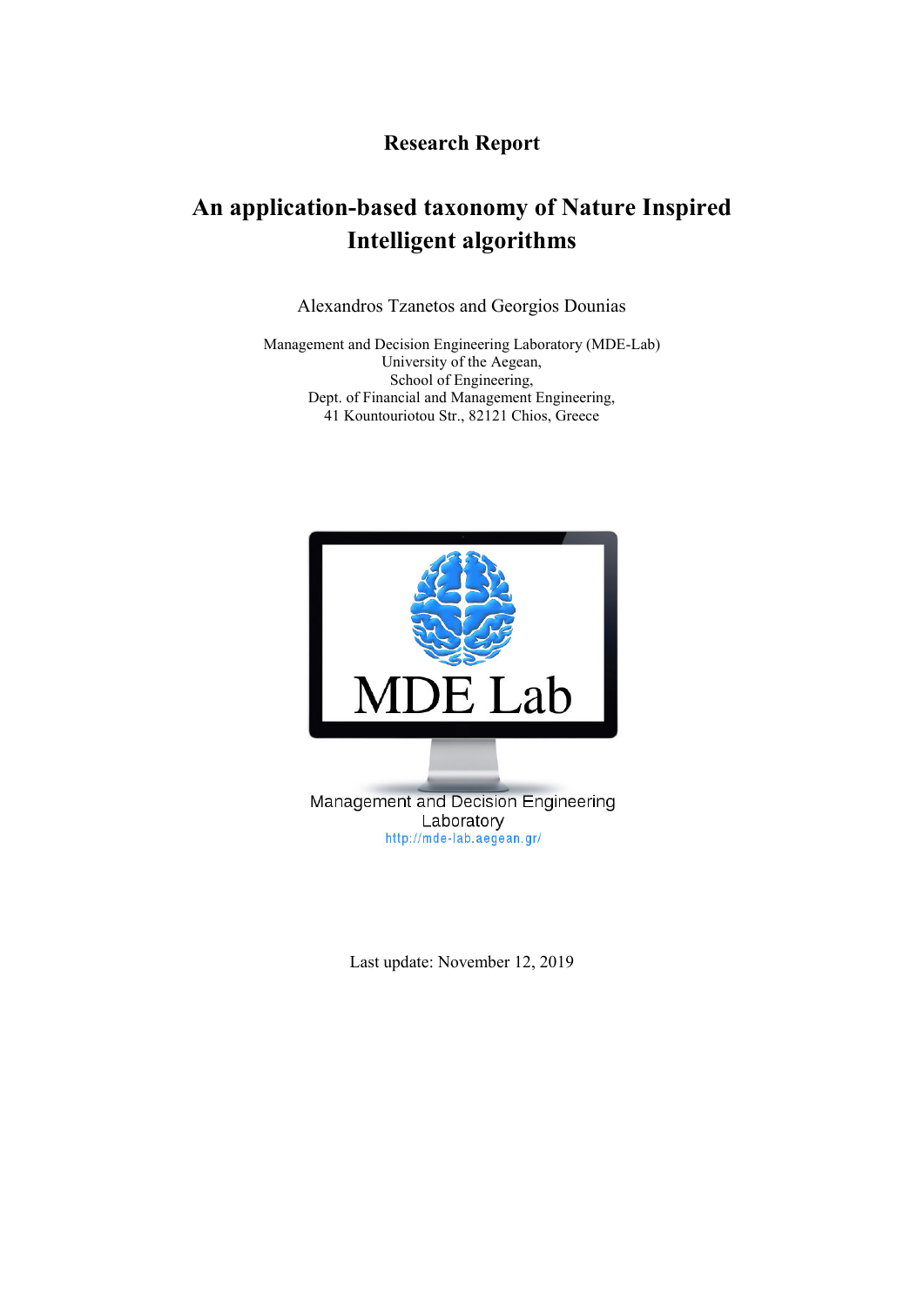**Research Report**

# An application-based taxonomy of Nature Inspired Intelligent algorithms

Alexandros Tzanetos and Georgios Dounias

Management and Decision Engineering Laboratory (MDE-Lab)
University of the Aegean,
School of Engineering,
Dept. of Financial and Management Engineering,
41 Kountouriotou Str., 82121 Chios, Greece

MDE Lab

Management and Decision Engineering Laboratory
http://mde-lab.aegean.gr/

Last update: November 12, 2019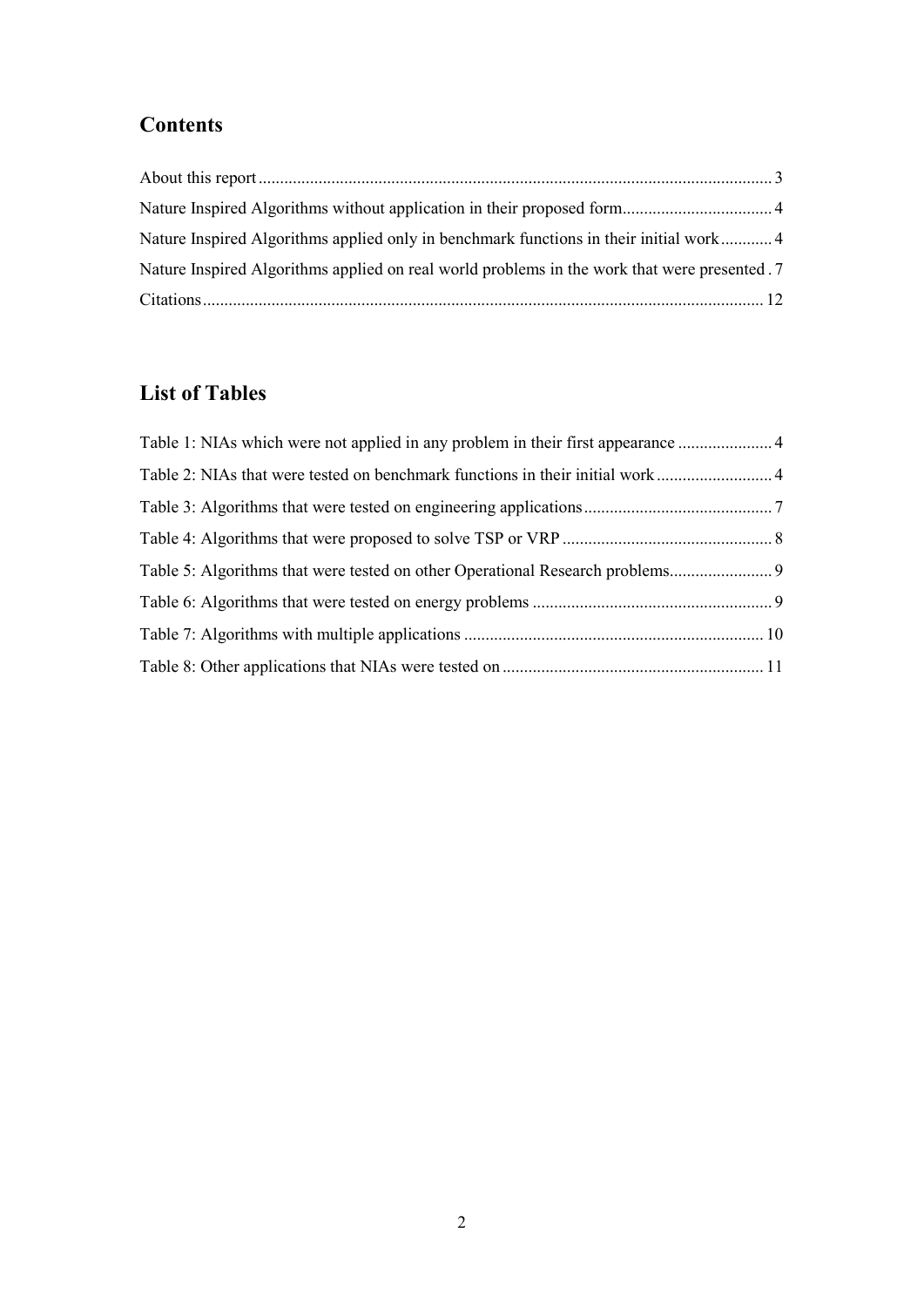## Contents

About this report ........................................................................................................................ 3

Nature Inspired Algorithms without application in their proposed form.................................... 4

Nature Inspired Algorithms applied only in benchmark functions in their initial work ............ 4

Nature Inspired Algorithms applied on real world problems in the work that were presented . 7

Citations ..................................................................................................................................... 12

## List of Tables

Table 1: NIAs which were not applied in any problem in their first appearance ...................... 4

Table 2: NIAs that were tested on benchmark functions in their initial work ........................... 4

Table 3: Algorithms that were tested on engineering applications ............................................ 7

Table 4: Algorithms that were proposed to solve TSP or VRP ................................................. 8

Table 5: Algorithms that were tested on other Operational Research problems........................ 9

Table 6: Algorithms that were tested on energy problems ........................................................ 9

Table 7: Algorithms with multiple applications ...................................................................... 10

Table 8: Other applications that NIAs were tested on ............................................................. 11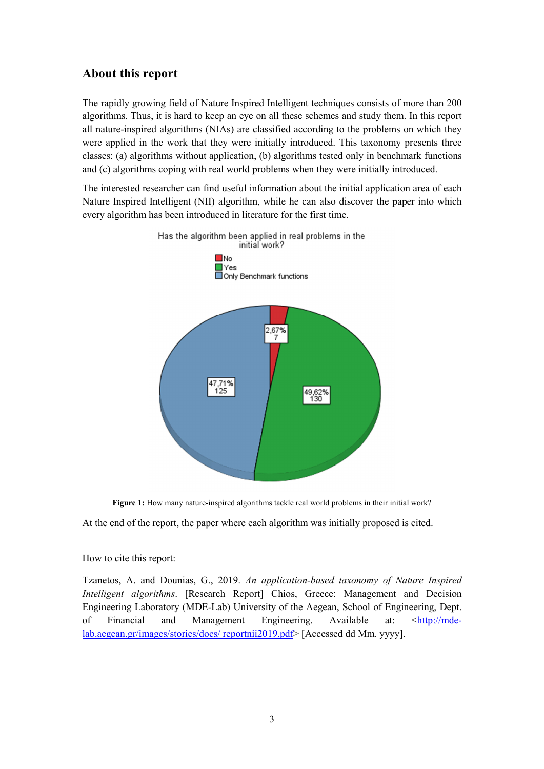## About this report

The rapidly growing field of Nature Inspired Intelligent techniques consists of more than 200 algorithms. Thus, it is hard to keep an eye on all these schemes and study them. In this report all nature-inspired algorithms (NIAs) are classified according to the problems on which they were applied in the work that they were initially introduced. This taxonomy presents three classes: (a) algorithms without application, (b) algorithms tested only in benchmark functions and (c) algorithms coping with real world problems when they were initially introduced.

The interested researcher can find useful information about the initial application area of each Nature Inspired Intelligent (NII) algorithm, while he can also discover the paper into which every algorithm has been introduced in literature for the first time.

**Figure 1:** How many nature-inspired algorithms tackle real world problems in their initial work?

At the end of the report, the paper where each algorithm was initially proposed is cited.

How to cite this report:

Tzanetos, A. and Dounias, G., 2019. *An application-based taxonomy of Nature Inspired Intelligent algorithms*. [Research Report] Chios, Greece: Management and Decision Engineering Laboratory (MDE-Lab) University of the Aegean, School of Engineering, Dept. of Financial and Management Engineering. Available at: <http://mde-lab.aegean.gr/images/stories/docs/ reportnii2019.pdf> [Accessed dd Mm. yyyy].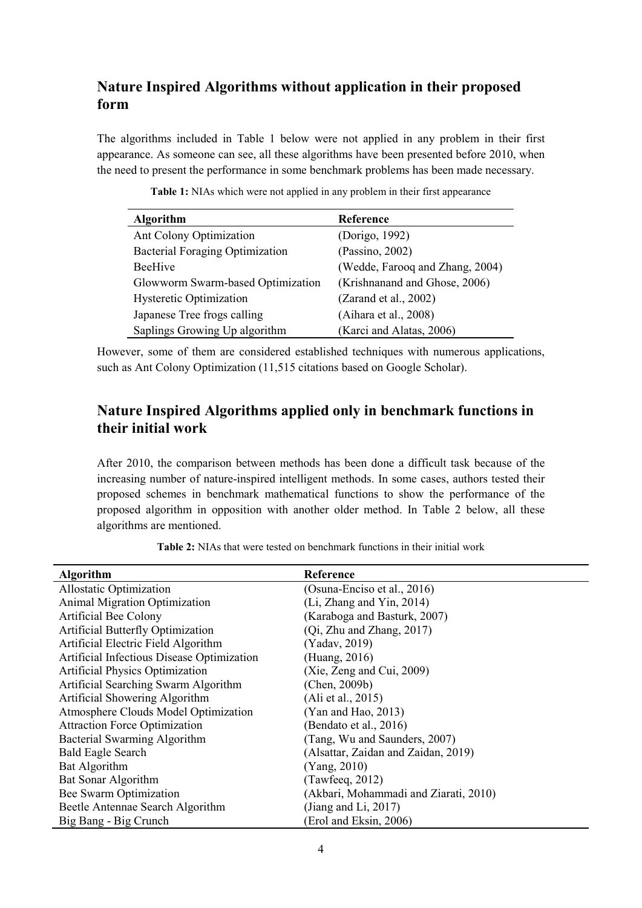## Nature Inspired Algorithms without application in their proposed form

The algorithms included in Table 1 below were not applied in any problem in their first appearance. As someone can see, all these algorithms have been presented before 2010, when the need to present the performance in some benchmark problems has been made necessary.

**Table 1:** NIAs which were not applied in any problem in their first appearance

| Algorithm | Reference |
| --- | --- |
| Ant Colony Optimization | (Dorigo, 1992) |
| Bacterial Foraging Optimization | (Passino, 2002) |
| BeeHive | (Wedde, Farooq and Zhang, 2004) |
| Glowworm Swarm-based Optimization | (Krishnanand and Ghose, 2006) |
| Hysteretic Optimization | (Zarand et al., 2002) |
| Japanese Tree frogs calling | (Aihara et al., 2008) |
| Saplings Growing Up algorithm | (Karci and Alatas, 2006) |

However, some of them are considered established techniques with numerous applications, such as Ant Colony Optimization (11,515 citations based on Google Scholar).

## Nature Inspired Algorithms applied only in benchmark functions in their initial work

After 2010, the comparison between methods has been done a difficult task because of the increasing number of nature-inspired intelligent methods. In some cases, authors tested their proposed schemes in benchmark mathematical functions to show the performance of the proposed algorithm in opposition with another older method. In Table 2 below, all these algorithms are mentioned.

**Table 2:** NIAs that were tested on benchmark functions in their initial work

| Algorithm | Reference |
| --- | --- |
| Allostatic Optimization | (Osuna-Enciso et al., 2016) |
| Animal Migration Optimization | (Li, Zhang and Yin, 2014) |
| Artificial Bee Colony | (Karaboga and Basturk, 2007) |
| Artificial Butterfly Optimization | (Qi, Zhu and Zhang, 2017) |
| Artificial Electric Field Algorithm | (Yadav, 2019) |
| Artificial Infectious Disease Optimization | (Huang, 2016) |
| Artificial Physics Optimization | (Xie, Zeng and Cui, 2009) |
| Artificial Searching Swarm Algorithm | (Chen, 2009b) |
| Artificial Showering Algorithm | (Ali et al., 2015) |
| Atmosphere Clouds Model Optimization | (Yan and Hao, 2013) |
| Attraction Force Optimization | (Bendato et al., 2016) |
| Bacterial Swarming Algorithm | (Tang, Wu and Saunders, 2007) |
| Bald Eagle Search | (Alsattar, Zaidan and Zaidan, 2019) |
| Bat Algorithm | (Yang, 2010) |
| Bat Sonar Algorithm | (Tawfeeq, 2012) |
| Bee Swarm Optimization | (Akbari, Mohammadi and Ziarati, 2010) |
| Beetle Antennae Search Algorithm | (Jiang and Li, 2017) |
| Big Bang - Big Crunch | (Erol and Eksin, 2006) |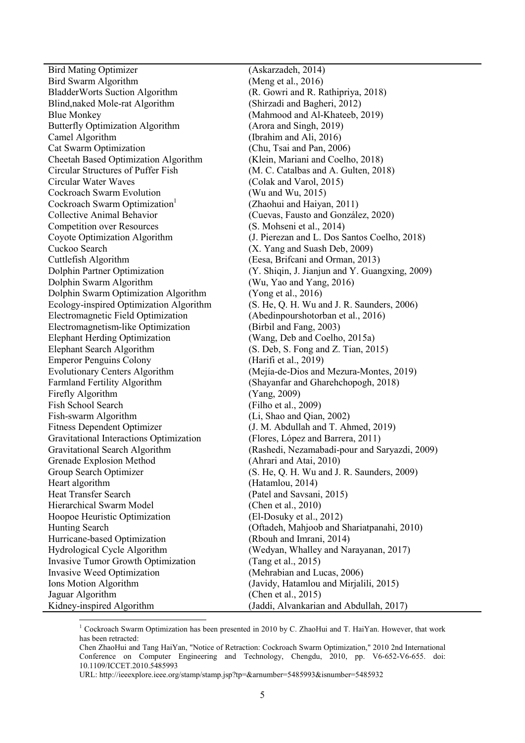| | |
|---|---|
| Bird Mating Optimizer | (Askarzadeh, 2014) |
| Bird Swarm Algorithm | (Meng et al., 2016) |
| BladderWorts Suction Algorithm | (R. Gowri and R. Rathipriya, 2018) |
| Blind,naked Mole-rat Algorithm | (Shirzadi and Bagheri, 2012) |
| Blue Monkey | (Mahmood and Al-Khateeb, 2019) |
| Butterfly Optimization Algorithm | (Arora and Singh, 2019) |
| Camel Algorithm | (Ibrahim and Ali, 2016) |
| Cat Swarm Optimization | (Chu, Tsai and Pan, 2006) |
| Cheetah Based Optimization Algorithm | (Klein, Mariani and Coelho, 2018) |
| Circular Structures of Puffer Fish | (M. C. Catalbas and A. Gulten, 2018) |
| Circular Water Waves | (Colak and Varol, 2015) |
| Cockroach Swarm Evolution | (Wu and Wu, 2015) |
| Cockroach Swarm Optimization[1] | (Zhaohui and Haiyan, 2011) |
| Collective Animal Behavior | (Cuevas, Fausto and González, 2020) |
| Competition over Resources | (S. Mohseni et al., 2014) |
| Coyote Optimization Algorithm | (J. Pierezan and L. Dos Santos Coelho, 2018) |
| Cuckoo Search | (X. Yang and Suash Deb, 2009) |
| Cuttlefish Algorithm | (Eesa, Brifcani and Orman, 2013) |
| Dolphin Partner Optimization | (Y. Shiqin, J. Jianjun and Y. Guangxing, 2009) |
| Dolphin Swarm Algorithm | (Wu, Yao and Yang, 2016) |
| Dolphin Swarm Optimization Algorithm | (Yong et al., 2016) |
| Ecology-inspired Optimization Algorithm | (S. He, Q. H. Wu and J. R. Saunders, 2006) |
| Electromagnetic Field Optimization | (Abedinpourshotorban et al., 2016) |
| Electromagnetism-like Optimization | (Birbil and Fang, 2003) |
| Elephant Herding Optimization | (Wang, Deb and Coelho, 2015a) |
| Elephant Search Algorithm | (S. Deb, S. Fong and Z. Tian, 2015) |
| Emperor Penguins Colony | (Harifi et al., 2019) |
| Evolutionary Centers Algorithm | (Mejía-de-Dios and Mezura-Montes, 2019) |
| Farmland Fertility Algorithm | (Shayanfar and Gharehchopogh, 2018) |
| Firefly Algorithm | (Yang, 2009) |
| Fish School Search | (Filho et al., 2009) |
| Fish-swarm Algorithm | (Li, Shao and Qian, 2002) |
| Fitness Dependent Optimizer | (J. M. Abdullah and T. Ahmed, 2019) |
| Gravitational Interactions Optimization | (Flores, López and Barrera, 2011) |
| Gravitational Search Algorithm | (Rashedi, Nezamabadi-pour and Saryazdi, 2009) |
| Grenade Explosion Method | (Ahrari and Atai, 2010) |
| Group Search Optimizer | (S. He, Q. H. Wu and J. R. Saunders, 2009) |
| Heart algorithm | (Hatamlou, 2014) |
| Heat Transfer Search | (Patel and Savsani, 2015) |
| Hierarchical Swarm Model | (Chen et al., 2010) |
| Hoopoe Heuristic Optimization | (El-Dosuky et al., 2012) |
| Hunting Search | (Oftadeh, Mahjoob and Shariatpanahi, 2010) |
| Hurricane-based Optimization | (Rbouh and Imrani, 2014) |
| Hydrological Cycle Algorithm | (Wedyan, Whalley and Narayanan, 2017) |
| Invasive Tumor Growth Optimization | (Tang et al., 2015) |
| Invasive Weed Optimization | (Mehrabian and Lucas, 2006) |
| Ions Motion Algorithm | (Javidy, Hatamlou and Mirjalili, 2015) |
| Jaguar Algorithm | (Chen et al., 2015) |
| Kidney-inspired Algorithm | (Jaddi, Alvankarian and Abdullah, 2017) |

[1] Cockroach Swarm Optimization has been presented in 2010 by C. ZhaoHui and T. HaiYan. However, that work has been retracted:
Chen ZhaoHui and Tang HaiYan, "Notice of Retraction: Cockroach Swarm Optimization," 2010 2nd International Conference on Computer Engineering and Technology, Chengdu, 2010, pp. V6-652-V6-655. doi: 10.1109/ICCET.2010.5485993
URL: http://ieeexplore.ieee.org/stamp/stamp.jsp?tp=&arnumber=5485993&isnumber=5485932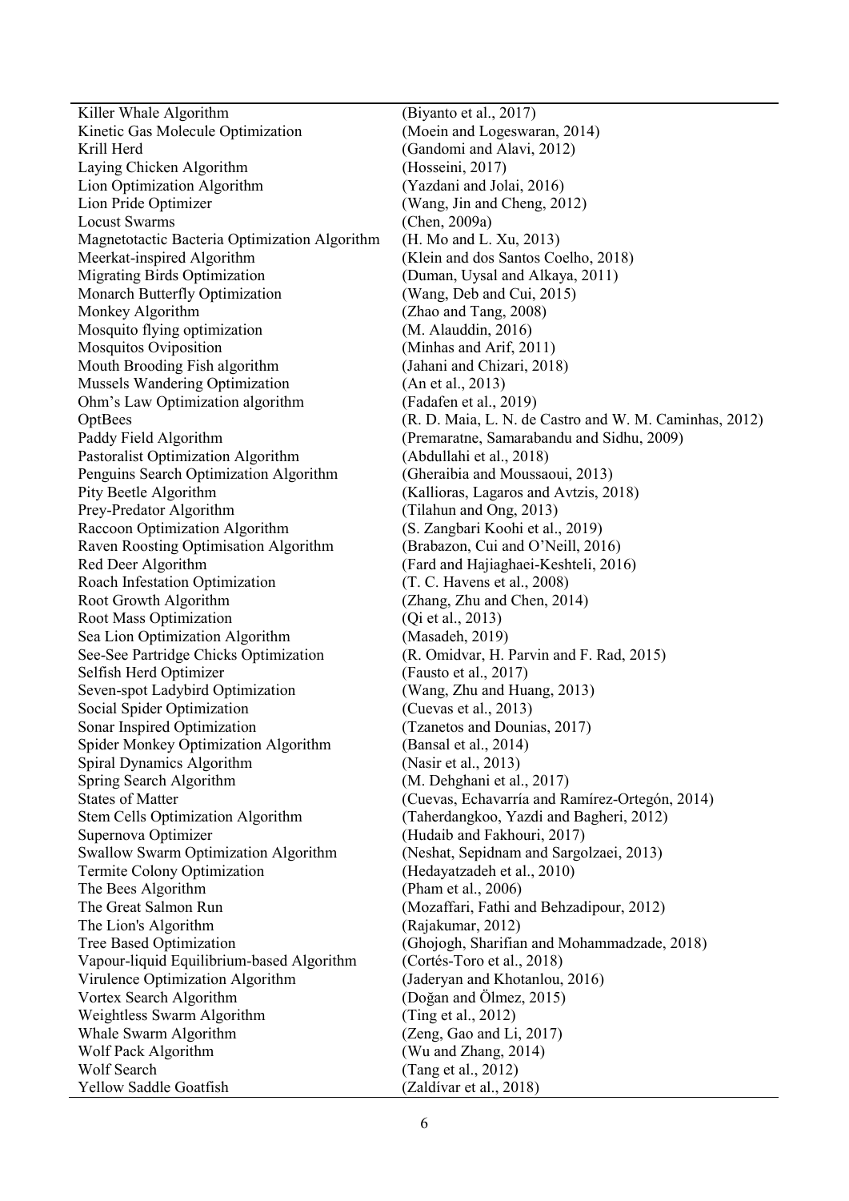| | |
|---|---|
| Killer Whale Algorithm | (Biyanto et al., 2017) |
| Kinetic Gas Molecule Optimization | (Moein and Logeswaran, 2014) |
| Krill Herd | (Gandomi and Alavi, 2012) |
| Laying Chicken Algorithm | (Hosseini, 2017) |
| Lion Optimization Algorithm | (Yazdani and Jolai, 2016) |
| Lion Pride Optimizer | (Wang, Jin and Cheng, 2012) |
| Locust Swarms | (Chen, 2009a) |
| Magnetotactic Bacteria Optimization Algorithm | (H. Mo and L. Xu, 2013) |
| Meerkat-inspired Algorithm | (Klein and dos Santos Coelho, 2018) |
| Migrating Birds Optimization | (Duman, Uysal and Alkaya, 2011) |
| Monarch Butterfly Optimization | (Wang, Deb and Cui, 2015) |
| Monkey Algorithm | (Zhao and Tang, 2008) |
| Mosquito flying optimization | (M. Alauddin, 2016) |
| Mosquitos Oviposition | (Minhas and Arif, 2011) |
| Mouth Brooding Fish algorithm | (Jahani and Chizari, 2018) |
| Mussels Wandering Optimization | (An et al., 2013) |
| Ohm's Law Optimization algorithm | (Fadafen et al., 2019) |
| OptBees | (R. D. Maia, L. N. de Castro and W. M. Caminhas, 2012) |
| Paddy Field Algorithm | (Premaratne, Samarabandu and Sidhu, 2009) |
| Pastoralist Optimization Algorithm | (Abdullahi et al., 2018) |
| Penguins Search Optimization Algorithm | (Gheraibia and Moussaoui, 2013) |
| Pity Beetle Algorithm | (Kallioras, Lagaros and Avtzis, 2018) |
| Prey-Predator Algorithm | (Tilahun and Ong, 2013) |
| Raccoon Optimization Algorithm | (S. Zangbari Koohi et al., 2019) |
| Raven Roosting Optimisation Algorithm | (Brabazon, Cui and O'Neill, 2016) |
| Red Deer Algorithm | (Fard and Hajiaghaei-Keshteli, 2016) |
| Roach Infestation Optimization | (T. C. Havens et al., 2008) |
| Root Growth Algorithm | (Zhang, Zhu and Chen, 2014) |
| Root Mass Optimization | (Qi et al., 2013) |
| Sea Lion Optimization Algorithm | (Masadeh, 2019) |
| See-See Partridge Chicks Optimization | (R. Omidvar, H. Parvin and F. Rad, 2015) |
| Selfish Herd Optimizer | (Fausto et al., 2017) |
| Seven-spot Ladybird Optimization | (Wang, Zhu and Huang, 2013) |
| Social Spider Optimization | (Cuevas et al., 2013) |
| Sonar Inspired Optimization | (Tzanetos and Dounias, 2017) |
| Spider Monkey Optimization Algorithm | (Bansal et al., 2014) |
| Spiral Dynamics Algorithm | (Nasir et al., 2013) |
| Spring Search Algorithm | (M. Dehghani et al., 2017) |
| States of Matter | (Cuevas, Echavarría and Ramírez-Ortegón, 2014) |
| Stem Cells Optimization Algorithm | (Taherdangkoo, Yazdi and Bagheri, 2012) |
| Supernova Optimizer | (Hudaib and Fakhouri, 2017) |
| Swallow Swarm Optimization Algorithm | (Neshat, Sepidnam and Sargolzaei, 2013) |
| Termite Colony Optimization | (Hedayatzadeh et al., 2010) |
| The Bees Algorithm | (Pham et al., 2006) |
| The Great Salmon Run | (Mozaffari, Fathi and Behzadipour, 2012) |
| The Lion's Algorithm | (Rajakumar, 2012) |
| Tree Based Optimization | (Ghojogh, Sharifian and Mohammadzade, 2018) |
| Vapour-liquid Equilibrium-based Algorithm | (Cortés-Toro et al., 2018) |
| Virulence Optimization Algorithm | (Jaderyan and Khotanlou, 2016) |
| Vortex Search Algorithm | (Doğan and Ölmez, 2015) |
| Weightless Swarm Algorithm | (Ting et al., 2012) |
| Whale Swarm Algorithm | (Zeng, Gao and Li, 2017) |
| Wolf Pack Algorithm | (Wu and Zhang, 2014) |
| Wolf Search | (Tang et al., 2012) |
| Yellow Saddle Goatfish | (Zaldívar et al., 2018) |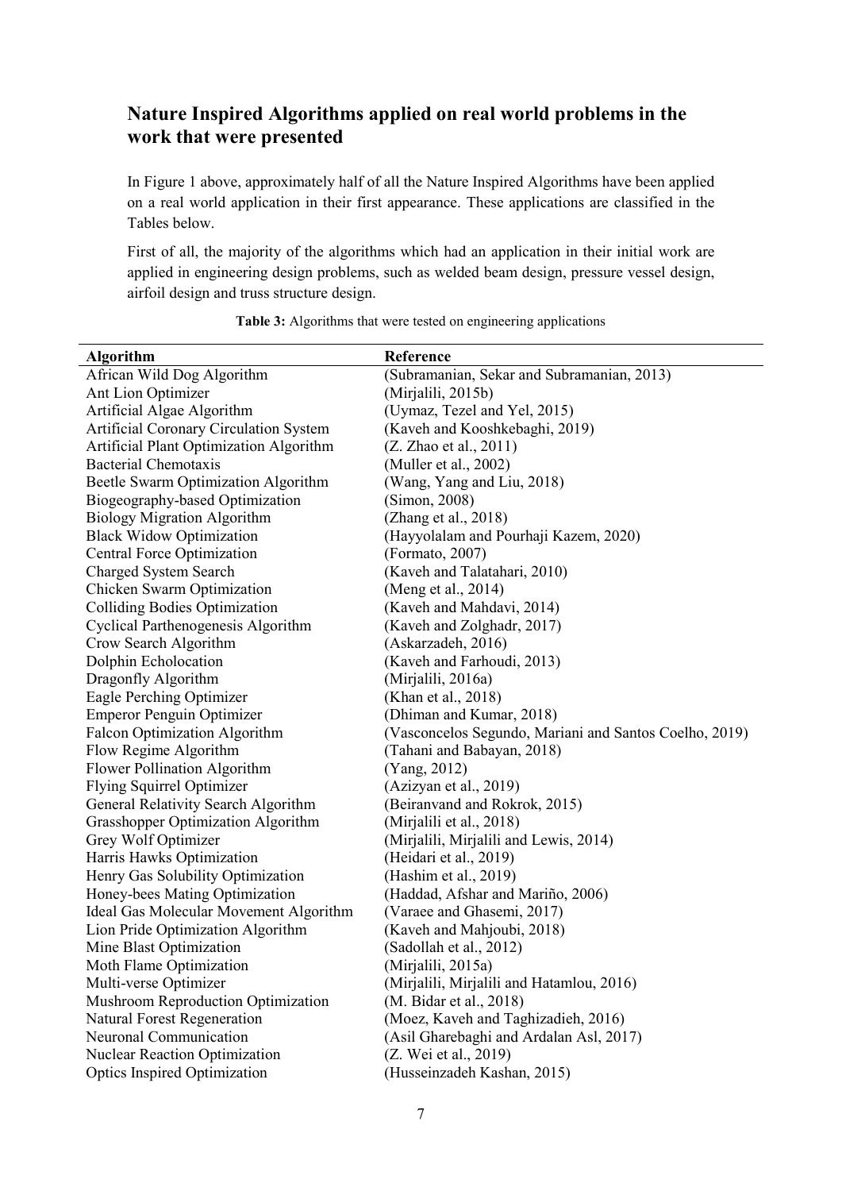## Nature Inspired Algorithms applied on real world problems in the work that were presented

In Figure 1 above, approximately half of all the Nature Inspired Algorithms have been applied on a real world application in their first appearance. These applications are classified in the Tables below.

First of all, the majority of the algorithms which had an application in their initial work are applied in engineering design problems, such as welded beam design, pressure vessel design, airfoil design and truss structure design.

**Table 3:** Algorithms that were tested on engineering applications

| Algorithm | Reference |
|---|---|
| African Wild Dog Algorithm | (Subramanian, Sekar and Subramanian, 2013) |
| Ant Lion Optimizer | (Mirjalili, 2015b) |
| Artificial Algae Algorithm | (Uymaz, Tezel and Yel, 2015) |
| Artificial Coronary Circulation System | (Kaveh and Kooshkebaghi, 2019) |
| Artificial Plant Optimization Algorithm | (Z. Zhao et al., 2011) |
| Bacterial Chemotaxis | (Muller et al., 2002) |
| Beetle Swarm Optimization Algorithm | (Wang, Yang and Liu, 2018) |
| Biogeography-based Optimization | (Simon, 2008) |
| Biology Migration Algorithm | (Zhang et al., 2018) |
| Black Widow Optimization | (Hayyolalam and Pourhaji Kazem, 2020) |
| Central Force Optimization | (Formato, 2007) |
| Charged System Search | (Kaveh and Talatahari, 2010) |
| Chicken Swarm Optimization | (Meng et al., 2014) |
| Colliding Bodies Optimization | (Kaveh and Mahdavi, 2014) |
| Cyclical Parthenogenesis Algorithm | (Kaveh and Zolghadr, 2017) |
| Crow Search Algorithm | (Askarzadeh, 2016) |
| Dolphin Echolocation | (Kaveh and Farhoudi, 2013) |
| Dragonfly Algorithm | (Mirjalili, 2016a) |
| Eagle Perching Optimizer | (Khan et al., 2018) |
| Emperor Penguin Optimizer | (Dhiman and Kumar, 2018) |
| Falcon Optimization Algorithm | (Vasconcelos Segundo, Mariani and Santos Coelho, 2019) |
| Flow Regime Algorithm | (Tahani and Babayan, 2018) |
| Flower Pollination Algorithm | (Yang, 2012) |
| Flying Squirrel Optimizer | (Azizyan et al., 2019) |
| General Relativity Search Algorithm | (Beiranvand and Rokrok, 2015) |
| Grasshopper Optimization Algorithm | (Mirjalili et al., 2018) |
| Grey Wolf Optimizer | (Mirjalili, Mirjalili and Lewis, 2014) |
| Harris Hawks Optimization | (Heidari et al., 2019) |
| Henry Gas Solubility Optimization | (Hashim et al., 2019) |
| Honey-bees Mating Optimization | (Haddad, Afshar and Mariño, 2006) |
| Ideal Gas Molecular Movement Algorithm | (Varaee and Ghasemi, 2017) |
| Lion Pride Optimization Algorithm | (Kaveh and Mahjoubi, 2018) |
| Mine Blast Optimization | (Sadollah et al., 2012) |
| Moth Flame Optimization | (Mirjalili, 2015a) |
| Multi-verse Optimizer | (Mirjalili, Mirjalili and Hatamlou, 2016) |
| Mushroom Reproduction Optimization | (M. Bidar et al., 2018) |
| Natural Forest Regeneration | (Moez, Kaveh and Taghizadieh, 2016) |
| Neuronal Communication | (Asil Gharebaghi and Ardalan Asl, 2017) |
| Nuclear Reaction Optimization | (Z. Wei et al., 2019) |
| Optics Inspired Optimization | (Husseinzadeh Kashan, 2015) |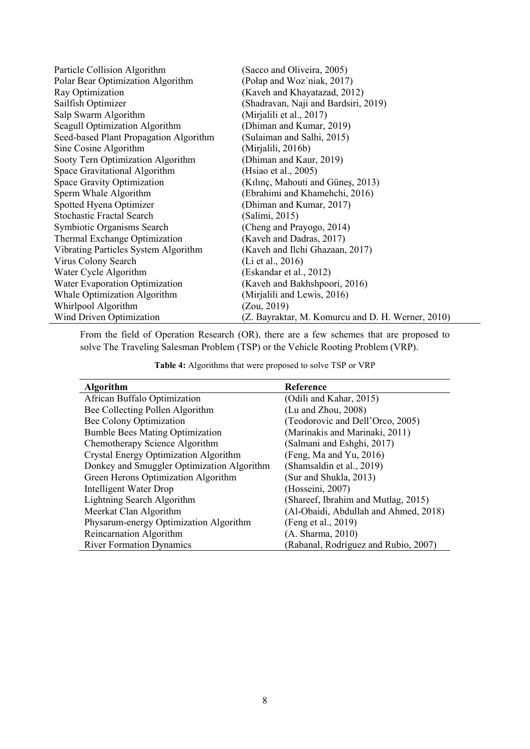| | |
|---|---|
| Particle Collision Algorithm | (Sacco and Oliveira, 2005) |
| Polar Bear Optimization Algorithm | (Połap and Woz´niak, 2017) |
| Ray Optimization | (Kaveh and Khayatazad, 2012) |
| Sailfish Optimizer | (Shadravan, Naji and Bardsiri, 2019) |
| Salp Swarm Algorithm | (Mirjalili et al., 2017) |
| Seagull Optimization Algorithm | (Dhiman and Kumar, 2019) |
| Seed-based Plant Propagation Algorithm | (Sulaiman and Salhi, 2015) |
| Sine Cosine Algorithm | (Mirjalili, 2016b) |
| Sooty Tern Optimization Algorithm | (Dhiman and Kaur, 2019) |
| Space Gravitational Algorithm | (Hsiao et al., 2005) |
| Space Gravity Optimization | (Kılınç, Mahouti and Güneş, 2013) |
| Sperm Whale Algorithm | (Ebrahimi and Khamehchi, 2016) |
| Spotted Hyena Optimizer | (Dhiman and Kumar, 2017) |
| Stochastic Fractal Search | (Salimi, 2015) |
| Symbiotic Organisms Search | (Cheng and Prayogo, 2014) |
| Thermal Exchange Optimization | (Kaveh and Dadras, 2017) |
| Vibrating Particles System Algorithm | (Kaveh and Ilchi Ghazaan, 2017) |
| Virus Colony Search | (Li et al., 2016) |
| Water Cycle Algorithm | (Eskandar et al., 2012) |
| Water Evaporation Optimization | (Kaveh and Bakhshpoori, 2016) |
| Whale Optimization Algorithm | (Mirjalili and Lewis, 2016) |
| Whirlpool Algorithm | (Zou, 2019) |
| Wind Driven Optimization | (Z. Bayraktar, M. Komurcu and D. H. Werner, 2010) |

From the field of Operation Research (OR), there are a few schemes that are proposed to solve The Traveling Salesman Problem (TSP) or the Vehicle Rooting Problem (VRP).

**Table 4:** Algorithms that were proposed to solve TSP or VRP

| Algorithm | Reference |
|---|---|
| African Buffalo Optimization | (Odili and Kahar, 2015) |
| Bee Collecting Pollen Algorithm | (Lu and Zhou, 2008) |
| Bee Colony Optimization | (Teodorovic and Dell'Orco, 2005) |
| Bumble Bees Mating Optimization | (Marinakis and Marinaki, 2011) |
| Chemotherapy Science Algorithm | (Salmani and Eshghi, 2017) |
| Crystal Energy Optimization Algorithm | (Feng, Ma and Yu, 2016) |
| Donkey and Smuggler Optimization Algorithm | (Shamsaldin et al., 2019) |
| Green Herons Optimization Algorithm | (Sur and Shukla, 2013) |
| Intelligent Water Drop | (Hosseini, 2007) |
| Lightning Search Algorithm | (Shareef, Ibrahim and Mutlag, 2015) |
| Meerkat Clan Algorithm | (Al-Obaidi, Abdullah and Ahmed, 2018) |
| Physarum-energy Optimization Algorithm | (Feng et al., 2019) |
| Reincarnation Algorithm | (A. Sharma, 2010) |
| River Formation Dynamics | (Rabanal, Rodríguez and Rubio, 2007) |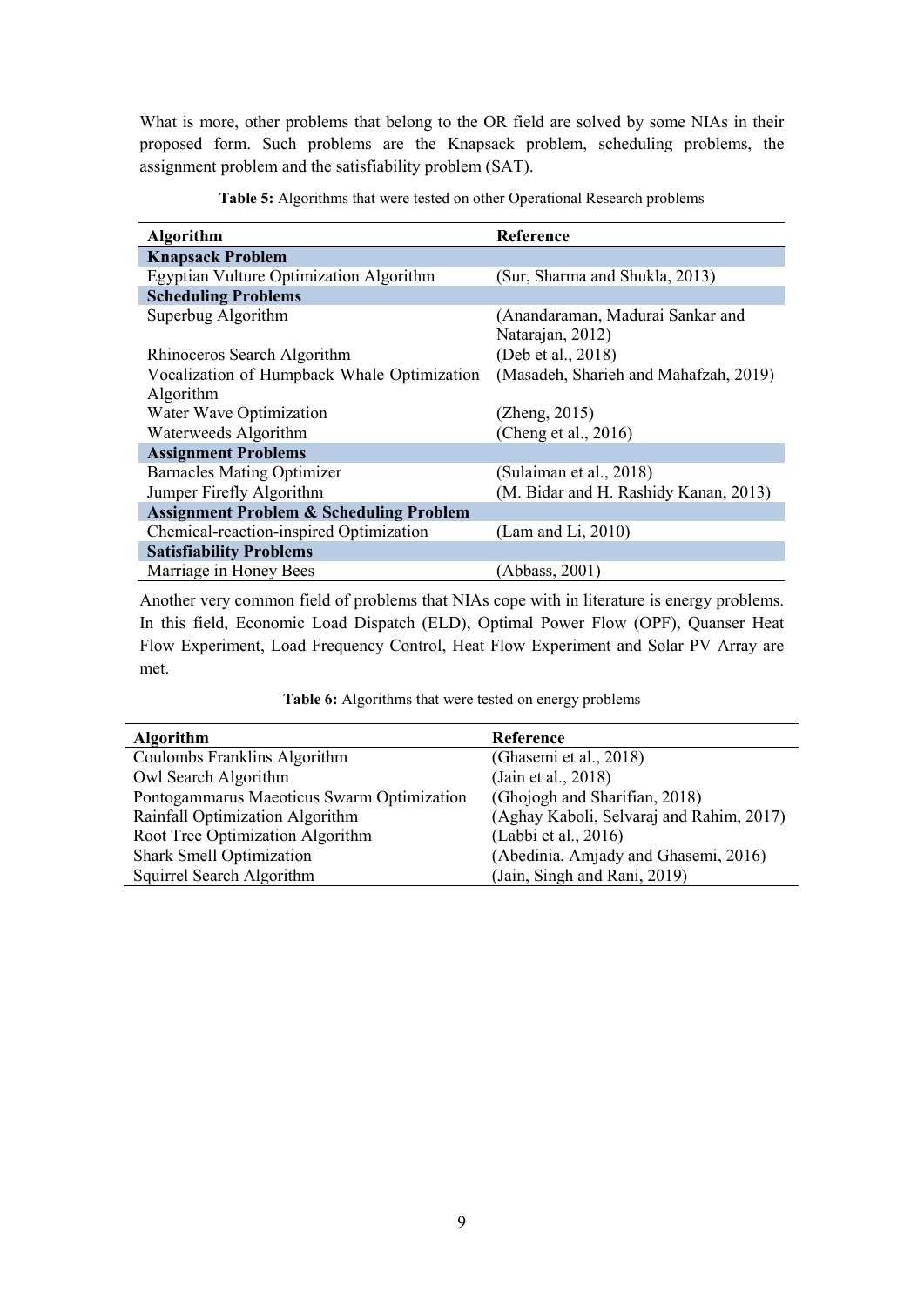What is more, other problems that belong to the OR field are solved by some NIAs in their proposed form. Such problems are the Knapsack problem, scheduling problems, the assignment problem and the satisfiability problem (SAT).

**Table 5:** Algorithms that were tested on other Operational Research problems

| Algorithm | Reference |
|---|---|
| **Knapsack Problem** | |
| Egyptian Vulture Optimization Algorithm | (Sur, Sharma and Shukla, 2013) |
| **Scheduling Problems** | |
| Superbug Algorithm | (Anandaraman, Madurai Sankar and Natarajan, 2012) |
| Rhinoceros Search Algorithm | (Deb et al., 2018) |
| Vocalization of Humpback Whale Optimization Algorithm | (Masadeh, Sharieh and Mahafzah, 2019) |
| Water Wave Optimization | (Zheng, 2015) |
| Waterweeds Algorithm | (Cheng et al., 2016) |
| **Assignment Problems** | |
| Barnacles Mating Optimizer | (Sulaiman et al., 2018) |
| Jumper Firefly Algorithm | (M. Bidar and H. Rashidy Kanan, 2013) |
| **Assignment Problem & Scheduling Problem** | |
| Chemical-reaction-inspired Optimization | (Lam and Li, 2010) |
| **Satisfiability Problems** | |
| Marriage in Honey Bees | (Abbass, 2001) |

Another very common field of problems that NIAs cope with in literature is energy problems. In this field, Economic Load Dispatch (ELD), Optimal Power Flow (OPF), Quanser Heat Flow Experiment, Load Frequency Control, Heat Flow Experiment and Solar PV Array are met.

**Table 6:** Algorithms that were tested on energy problems

| Algorithm | Reference |
|---|---|
| Coulombs Franklins Algorithm | (Ghasemi et al., 2018) |
| Owl Search Algorithm | (Jain et al., 2018) |
| Pontogammarus Maeoticus Swarm Optimization | (Ghojogh and Sharifian, 2018) |
| Rainfall Optimization Algorithm | (Aghay Kaboli, Selvaraj and Rahim, 2017) |
| Root Tree Optimization Algorithm | (Labbi et al., 2016) |
| Shark Smell Optimization | (Abedinia, Amjady and Ghasemi, 2016) |
| Squirrel Search Algorithm | (Jain, Singh and Rani, 2019) |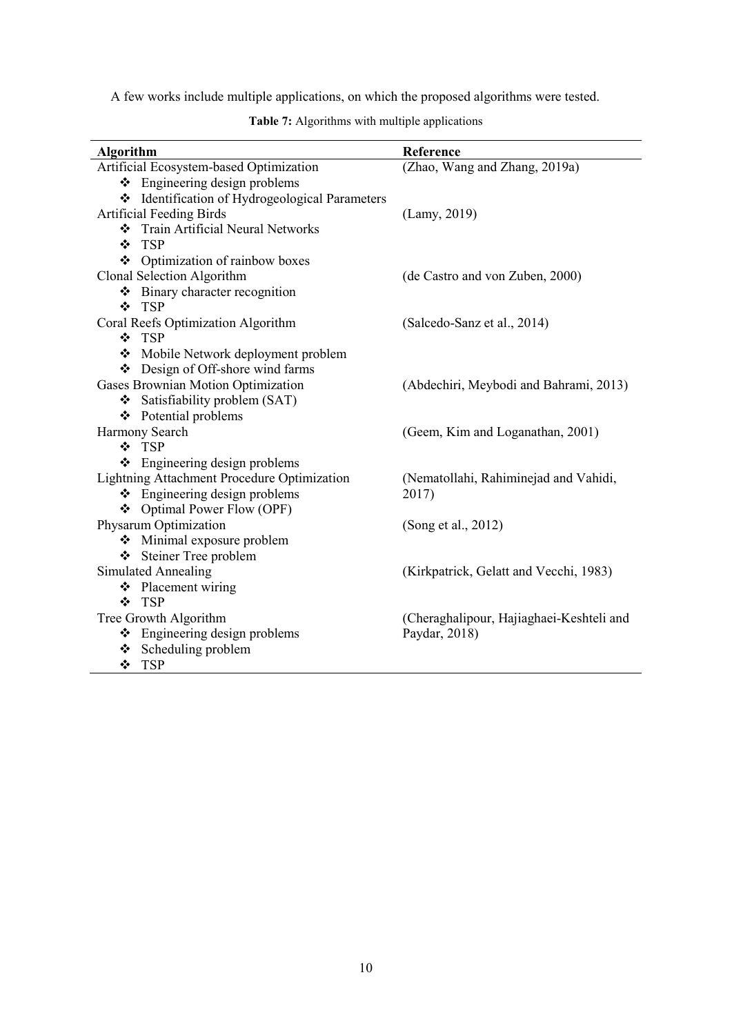A few works include multiple applications, on which the proposed algorithms were tested.

**Table 7:** Algorithms with multiple applications

| Algorithm | Reference |
|---|---|
| Artificial Ecosystem-based Optimization<br>❖ Engineering design problems<br>❖ Identification of Hydrogeological Parameters | (Zhao, Wang and Zhang, 2019a) |
| Artificial Feeding Birds<br>❖ Train Artificial Neural Networks<br>❖ TSP<br>❖ Optimization of rainbow boxes | (Lamy, 2019) |
| Clonal Selection Algorithm<br>❖ Binary character recognition<br>❖ TSP | (de Castro and von Zuben, 2000) |
| Coral Reefs Optimization Algorithm<br>❖ TSP<br>❖ Mobile Network deployment problem<br>❖ Design of Off-shore wind farms | (Salcedo-Sanz et al., 2014) |
| Gases Brownian Motion Optimization<br>❖ Satisfiability problem (SAT)<br>❖ Potential problems | (Abdechiri, Meybodi and Bahrami, 2013) |
| Harmony Search<br>❖ TSP<br>❖ Engineering design problems | (Geem, Kim and Loganathan, 2001) |
| Lightning Attachment Procedure Optimization<br>❖ Engineering design problems<br>❖ Optimal Power Flow (OPF) | (Nematollahi, Rahiminejad and Vahidi, 2017) |
| Physarum Optimization<br>❖ Minimal exposure problem<br>❖ Steiner Tree problem | (Song et al., 2012) |
| Simulated Annealing<br>❖ Placement wiring<br>❖ TSP | (Kirkpatrick, Gelatt and Vecchi, 1983) |
| Tree Growth Algorithm<br>❖ Engineering design problems<br>❖ Scheduling problem<br>❖ TSP | (Cheraghalipour, Hajiaghaei-Keshteli and Paydar, 2018) |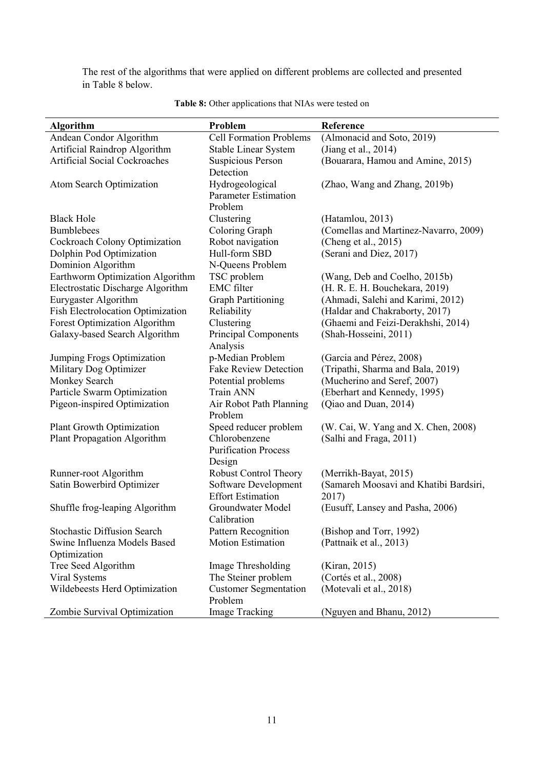The rest of the algorithms that were applied on different problems are collected and presented in Table 8 below.

**Table 8:** Other applications that NIAs were tested on

| Algorithm | Problem | Reference |
|---|---|---|
| Andean Condor Algorithm | Cell Formation Problems | (Almonacid and Soto, 2019) |
| Artificial Raindrop Algorithm | Stable Linear System | (Jiang et al., 2014) |
| Artificial Social Cockroaches | Suspicious Person Detection | (Bouarara, Hamou and Amine, 2015) |
| Atom Search Optimization | Hydrogeological Parameter Estimation Problem | (Zhao, Wang and Zhang, 2019b) |
| Black Hole | Clustering | (Hatamlou, 2013) |
| Bumblebees | Coloring Graph | (Comellas and Martinez-Navarro, 2009) |
| Cockroach Colony Optimization | Robot navigation | (Cheng et al., 2015) |
| Dolphin Pod Optimization | Hull-form SBD | (Serani and Diez, 2017) |
| Dominion Algorithm | N-Queens Problem | |
| Earthworm Optimization Algorithm | TSC problem | (Wang, Deb and Coelho, 2015b) |
| Electrostatic Discharge Algorithm | EMC filter | (H. R. E. H. Bouchekara, 2019) |
| Eurygaster Algorithm | Graph Partitioning | (Ahmadi, Salehi and Karimi, 2012) |
| Fish Electrolocation Optimization | Reliability | (Haldar and Chakraborty, 2017) |
| Forest Optimization Algorithm | Clustering | (Ghaemi and Feizi-Derakhshi, 2014) |
| Galaxy-based Search Algorithm | Principal Components Analysis | (Shah-Hosseini, 2011) |
| Jumping Frogs Optimization | p-Median Problem | (Garcia and Pérez, 2008) |
| Military Dog Optimizer | Fake Review Detection | (Tripathi, Sharma and Bala, 2019) |
| Monkey Search | Potential problems | (Mucherino and Seref, 2007) |
| Particle Swarm Optimization | Train ANN | (Eberhart and Kennedy, 1995) |
| Pigeon-inspired Optimization | Air Robot Path Planning Problem | (Qiao and Duan, 2014) |
| Plant Growth Optimization | Speed reducer problem | (W. Cai, W. Yang and X. Chen, 2008) |
| Plant Propagation Algorithm | Chlorobenzene Purification Process Design | (Salhi and Fraga, 2011) |
| Runner-root Algorithm | Robust Control Theory | (Merrikh-Bayat, 2015) |
| Satin Bowerbird Optimizer | Software Development Effort Estimation | (Samareh Moosavi and Khatibi Bardsiri, 2017) |
| Shuffle frog-leaping Algorithm | Groundwater Model Calibration | (Eusuff, Lansey and Pasha, 2006) |
| Stochastic Diffusion Search | Pattern Recognition | (Bishop and Torr, 1992) |
| Swine Influenza Models Based Optimization | Motion Estimation | (Pattnaik et al., 2013) |
| Tree Seed Algorithm | Image Thresholding | (Kiran, 2015) |
| Viral Systems | The Steiner problem | (Cortés et al., 2008) |
| Wildebeests Herd Optimization | Customer Segmentation Problem | (Motevali et al., 2018) |
| Zombie Survival Optimization | Image Tracking | (Nguyen and Bhanu, 2012) |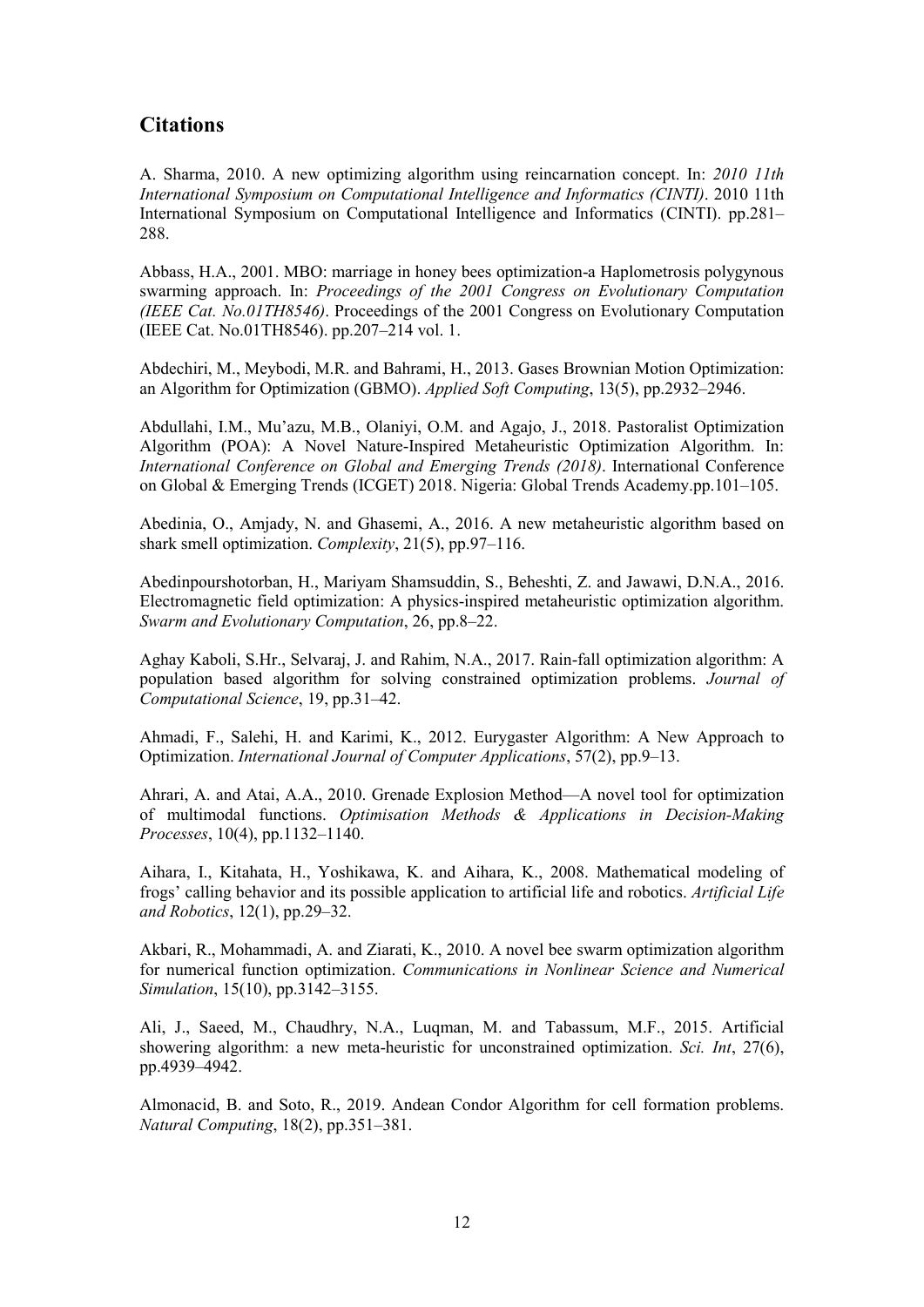## Citations

A. Sharma, 2010. A new optimizing algorithm using reincarnation concept. In: *2010 11th International Symposium on Computational Intelligence and Informatics (CINTI)*. 2010 11th International Symposium on Computational Intelligence and Informatics (CINTI). pp.281–288.

Abbass, H.A., 2001. MBO: marriage in honey bees optimization-a Haplometrosis polygynous swarming approach. In: *Proceedings of the 2001 Congress on Evolutionary Computation (IEEE Cat. No.01TH8546)*. Proceedings of the 2001 Congress on Evolutionary Computation (IEEE Cat. No.01TH8546). pp.207–214 vol. 1.

Abdechiri, M., Meybodi, M.R. and Bahrami, H., 2013. Gases Brownian Motion Optimization: an Algorithm for Optimization (GBMO). *Applied Soft Computing*, 13(5), pp.2932–2946.

Abdullahi, I.M., Mu'azu, M.B., Olaniyi, O.M. and Agajo, J., 2018. Pastoralist Optimization Algorithm (POA): A Novel Nature-Inspired Metaheuristic Optimization Algorithm. In: *International Conference on Global and Emerging Trends (2018)*. International Conference on Global & Emerging Trends (ICGET) 2018. Nigeria: Global Trends Academy.pp.101–105.

Abedinia, O., Amjady, N. and Ghasemi, A., 2016. A new metaheuristic algorithm based on shark smell optimization. *Complexity*, 21(5), pp.97–116.

Abedinpourshotorban, H., Mariyam Shamsuddin, S., Beheshti, Z. and Jawawi, D.N.A., 2016. Electromagnetic field optimization: A physics-inspired metaheuristic optimization algorithm. *Swarm and Evolutionary Computation*, 26, pp.8–22.

Aghay Kaboli, S.Hr., Selvaraj, J. and Rahim, N.A., 2017. Rain-fall optimization algorithm: A population based algorithm for solving constrained optimization problems. *Journal of Computational Science*, 19, pp.31–42.

Ahmadi, F., Salehi, H. and Karimi, K., 2012. Eurygaster Algorithm: A New Approach to Optimization. *International Journal of Computer Applications*, 57(2), pp.9–13.

Ahrari, A. and Atai, A.A., 2010. Grenade Explosion Method—A novel tool for optimization of multimodal functions. *Optimisation Methods & Applications in Decision-Making Processes*, 10(4), pp.1132–1140.

Aihara, I., Kitahata, H., Yoshikawa, K. and Aihara, K., 2008. Mathematical modeling of frogs' calling behavior and its possible application to artificial life and robotics. *Artificial Life and Robotics*, 12(1), pp.29–32.

Akbari, R., Mohammadi, A. and Ziarati, K., 2010. A novel bee swarm optimization algorithm for numerical function optimization. *Communications in Nonlinear Science and Numerical Simulation*, 15(10), pp.3142–3155.

Ali, J., Saeed, M., Chaudhry, N.A., Luqman, M. and Tabassum, M.F., 2015. Artificial showering algorithm: a new meta-heuristic for unconstrained optimization. *Sci. Int*, 27(6), pp.4939–4942.

Almonacid, B. and Soto, R., 2019. Andean Condor Algorithm for cell formation problems. *Natural Computing*, 18(2), pp.351–381.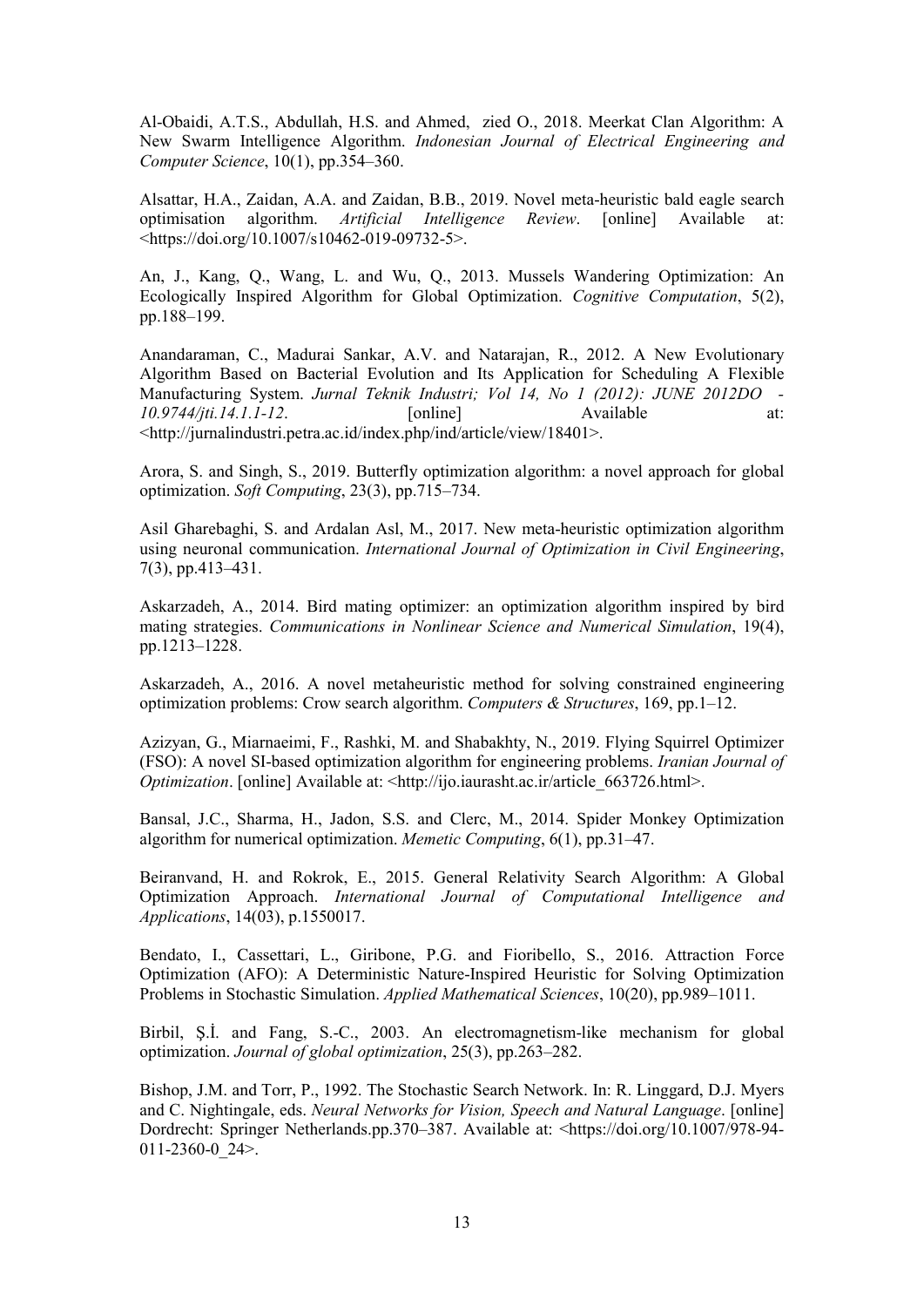Al-Obaidi, A.T.S., Abdullah, H.S. and Ahmed, zied O., 2018. Meerkat Clan Algorithm: A New Swarm Intelligence Algorithm. *Indonesian Journal of Electrical Engineering and Computer Science*, 10(1), pp.354–360.

Alsattar, H.A., Zaidan, A.A. and Zaidan, B.B., 2019. Novel meta-heuristic bald eagle search optimisation algorithm. *Artificial Intelligence Review*. [online] Available at: <https://doi.org/10.1007/s10462-019-09732-5>.

An, J., Kang, Q., Wang, L. and Wu, Q., 2013. Mussels Wandering Optimization: An Ecologically Inspired Algorithm for Global Optimization. *Cognitive Computation*, 5(2), pp.188–199.

Anandaraman, C., Madurai Sankar, A.V. and Natarajan, R., 2012. A New Evolutionary Algorithm Based on Bacterial Evolution and Its Application for Scheduling A Flexible Manufacturing System. *Jurnal Teknik Industri; Vol 14, No 1 (2012): JUNE 2012DO - 10.9744/jti.14.1.1-12*. [online] Available at: <http://jurnalindustri.petra.ac.id/index.php/ind/article/view/18401>.

Arora, S. and Singh, S., 2019. Butterfly optimization algorithm: a novel approach for global optimization. *Soft Computing*, 23(3), pp.715–734.

Asil Gharebaghi, S. and Ardalan Asl, M., 2017. New meta-heuristic optimization algorithm using neuronal communication. *International Journal of Optimization in Civil Engineering*, 7(3), pp.413–431.

Askarzadeh, A., 2014. Bird mating optimizer: an optimization algorithm inspired by bird mating strategies. *Communications in Nonlinear Science and Numerical Simulation*, 19(4), pp.1213–1228.

Askarzadeh, A., 2016. A novel metaheuristic method for solving constrained engineering optimization problems: Crow search algorithm. *Computers & Structures*, 169, pp.1–12.

Azizyan, G., Miarnaeimi, F., Rashki, M. and Shabakhty, N., 2019. Flying Squirrel Optimizer (FSO): A novel SI-based optimization algorithm for engineering problems. *Iranian Journal of Optimization*. [online] Available at: <http://ijo.iaurasht.ac.ir/article_663726.html>.

Bansal, J.C., Sharma, H., Jadon, S.S. and Clerc, M., 2014. Spider Monkey Optimization algorithm for numerical optimization. *Memetic Computing*, 6(1), pp.31–47.

Beiranvand, H. and Rokrok, E., 2015. General Relativity Search Algorithm: A Global Optimization Approach. *International Journal of Computational Intelligence and Applications*, 14(03), p.1550017.

Bendato, I., Cassettari, L., Giribone, P.G. and Fioribello, S., 2016. Attraction Force Optimization (AFO): A Deterministic Nature-Inspired Heuristic for Solving Optimization Problems in Stochastic Simulation. *Applied Mathematical Sciences*, 10(20), pp.989–1011.

Birbil, Ş.İ. and Fang, S.-C., 2003. An electromagnetism-like mechanism for global optimization. *Journal of global optimization*, 25(3), pp.263–282.

Bishop, J.M. and Torr, P., 1992. The Stochastic Search Network. In: R. Linggard, D.J. Myers and C. Nightingale, eds. *Neural Networks for Vision, Speech and Natural Language*. [online] Dordrecht: Springer Netherlands.pp.370–387. Available at: <https://doi.org/10.1007/978-94-011-2360-0_24>.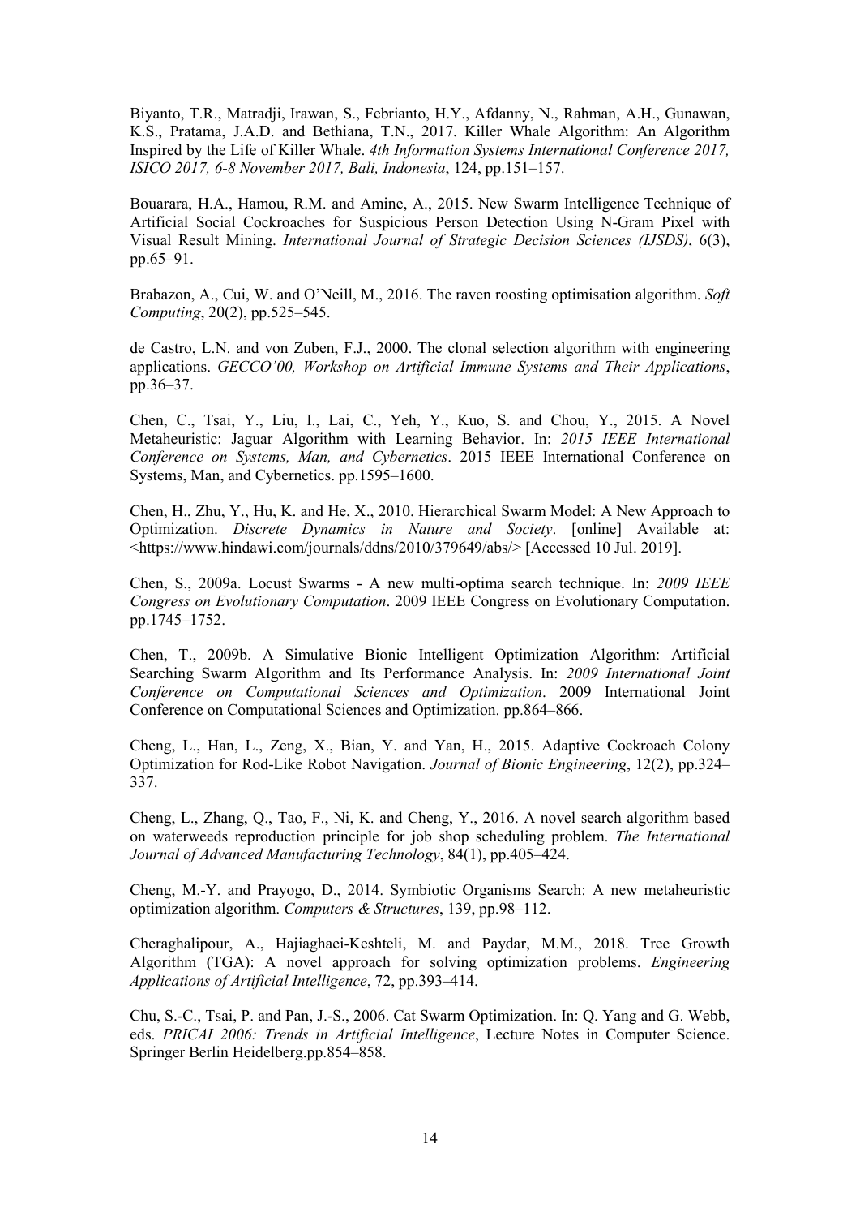Biyanto, T.R., Matradji, Irawan, S., Febrianto, H.Y., Afdanny, N., Rahman, A.H., Gunawan, K.S., Pratama, J.A.D. and Bethiana, T.N., 2017. Killer Whale Algorithm: An Algorithm Inspired by the Life of Killer Whale. *4th Information Systems International Conference 2017, ISICO 2017, 6-8 November 2017, Bali, Indonesia*, 124, pp.151–157.

Bouarara, H.A., Hamou, R.M. and Amine, A., 2015. New Swarm Intelligence Technique of Artificial Social Cockroaches for Suspicious Person Detection Using N-Gram Pixel with Visual Result Mining. *International Journal of Strategic Decision Sciences (IJSDS)*, 6(3), pp.65–91.

Brabazon, A., Cui, W. and O'Neill, M., 2016. The raven roosting optimisation algorithm. *Soft Computing*, 20(2), pp.525–545.

de Castro, L.N. and von Zuben, F.J., 2000. The clonal selection algorithm with engineering applications. *GECCO'00, Workshop on Artificial Immune Systems and Their Applications*, pp.36–37.

Chen, C., Tsai, Y., Liu, I., Lai, C., Yeh, Y., Kuo, S. and Chou, Y., 2015. A Novel Metaheuristic: Jaguar Algorithm with Learning Behavior. In: *2015 IEEE International Conference on Systems, Man, and Cybernetics*. 2015 IEEE International Conference on Systems, Man, and Cybernetics. pp.1595–1600.

Chen, H., Zhu, Y., Hu, K. and He, X., 2010. Hierarchical Swarm Model: A New Approach to Optimization. *Discrete Dynamics in Nature and Society*. [online] Available at: <https://www.hindawi.com/journals/ddns/2010/379649/abs/> [Accessed 10 Jul. 2019].

Chen, S., 2009a. Locust Swarms - A new multi-optima search technique. In: *2009 IEEE Congress on Evolutionary Computation*. 2009 IEEE Congress on Evolutionary Computation. pp.1745–1752.

Chen, T., 2009b. A Simulative Bionic Intelligent Optimization Algorithm: Artificial Searching Swarm Algorithm and Its Performance Analysis. In: *2009 International Joint Conference on Computational Sciences and Optimization*. 2009 International Joint Conference on Computational Sciences and Optimization. pp.864–866.

Cheng, L., Han, L., Zeng, X., Bian, Y. and Yan, H., 2015. Adaptive Cockroach Colony Optimization for Rod-Like Robot Navigation. *Journal of Bionic Engineering*, 12(2), pp.324–337.

Cheng, L., Zhang, Q., Tao, F., Ni, K. and Cheng, Y., 2016. A novel search algorithm based on waterweeds reproduction principle for job shop scheduling problem. *The International Journal of Advanced Manufacturing Technology*, 84(1), pp.405–424.

Cheng, M.-Y. and Prayogo, D., 2014. Symbiotic Organisms Search: A new metaheuristic optimization algorithm. *Computers & Structures*, 139, pp.98–112.

Cheraghalipour, A., Hajiaghaei-Keshteli, M. and Paydar, M.M., 2018. Tree Growth Algorithm (TGA): A novel approach for solving optimization problems. *Engineering Applications of Artificial Intelligence*, 72, pp.393–414.

Chu, S.-C., Tsai, P. and Pan, J.-S., 2006. Cat Swarm Optimization. In: Q. Yang and G. Webb, eds. *PRICAI 2006: Trends in Artificial Intelligence*, Lecture Notes in Computer Science. Springer Berlin Heidelberg.pp.854–858.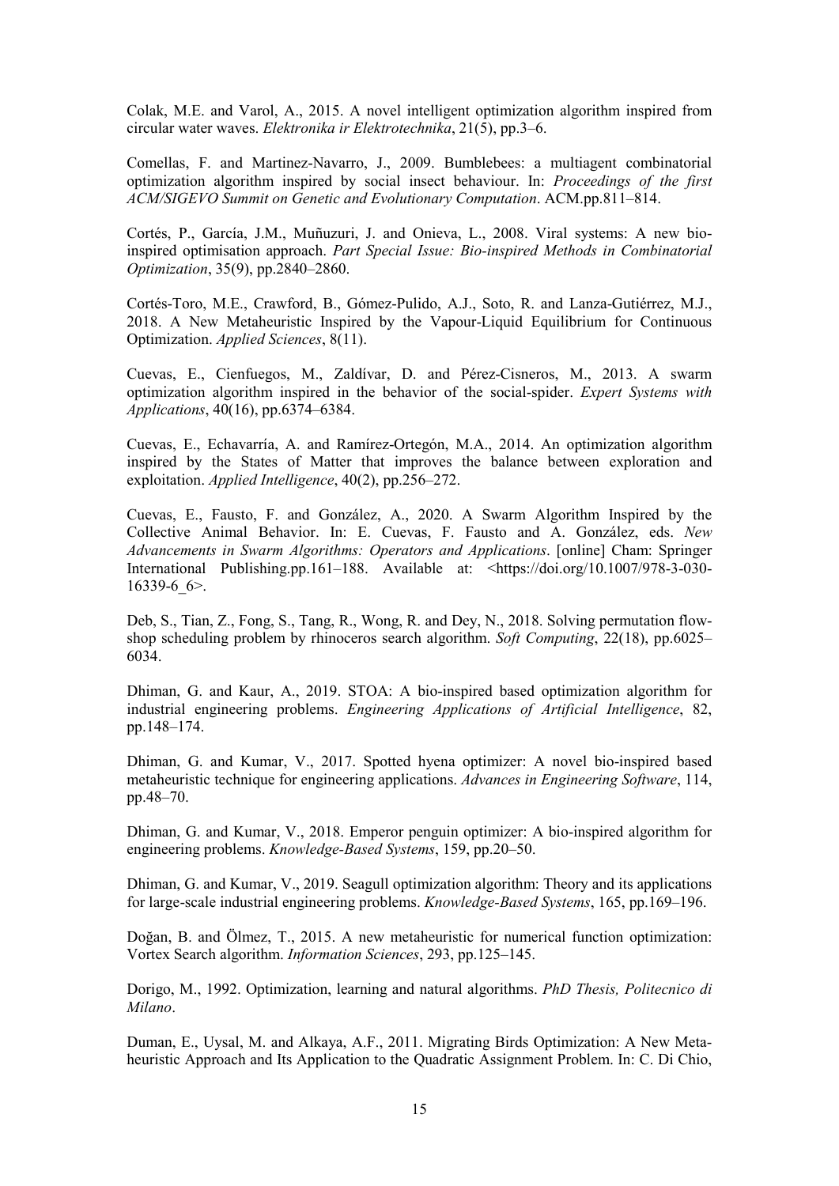Colak, M.E. and Varol, A., 2015. A novel intelligent optimization algorithm inspired from circular water waves. *Elektronika ir Elektrotechnika*, 21(5), pp.3–6.

Comellas, F. and Martinez-Navarro, J., 2009. Bumblebees: a multiagent combinatorial optimization algorithm inspired by social insect behaviour. In: *Proceedings of the first ACM/SIGEVO Summit on Genetic and Evolutionary Computation*. ACM.pp.811–814.

Cortés, P., García, J.M., Muñuzuri, J. and Onieva, L., 2008. Viral systems: A new bio-inspired optimisation approach. *Part Special Issue: Bio-inspired Methods in Combinatorial Optimization*, 35(9), pp.2840–2860.

Cortés-Toro, M.E., Crawford, B., Gómez-Pulido, A.J., Soto, R. and Lanza-Gutiérrez, M.J., 2018. A New Metaheuristic Inspired by the Vapour-Liquid Equilibrium for Continuous Optimization. *Applied Sciences*, 8(11).

Cuevas, E., Cienfuegos, M., Zaldívar, D. and Pérez-Cisneros, M., 2013. A swarm optimization algorithm inspired in the behavior of the social-spider. *Expert Systems with Applications*, 40(16), pp.6374–6384.

Cuevas, E., Echavarría, A. and Ramírez-Ortegón, M.A., 2014. An optimization algorithm inspired by the States of Matter that improves the balance between exploration and exploitation. *Applied Intelligence*, 40(2), pp.256–272.

Cuevas, E., Fausto, F. and González, A., 2020. A Swarm Algorithm Inspired by the Collective Animal Behavior. In: E. Cuevas, F. Fausto and A. González, eds. *New Advancements in Swarm Algorithms: Operators and Applications*. [online] Cham: Springer International Publishing.pp.161–188. Available at: <https://doi.org/10.1007/978-3-030-16339-6_6>.

Deb, S., Tian, Z., Fong, S., Tang, R., Wong, R. and Dey, N., 2018. Solving permutation flow-shop scheduling problem by rhinoceros search algorithm. *Soft Computing*, 22(18), pp.6025–6034.

Dhiman, G. and Kaur, A., 2019. STOA: A bio-inspired based optimization algorithm for industrial engineering problems. *Engineering Applications of Artificial Intelligence*, 82, pp.148–174.

Dhiman, G. and Kumar, V., 2017. Spotted hyena optimizer: A novel bio-inspired based metaheuristic technique for engineering applications. *Advances in Engineering Software*, 114, pp.48–70.

Dhiman, G. and Kumar, V., 2018. Emperor penguin optimizer: A bio-inspired algorithm for engineering problems. *Knowledge-Based Systems*, 159, pp.20–50.

Dhiman, G. and Kumar, V., 2019. Seagull optimization algorithm: Theory and its applications for large-scale industrial engineering problems. *Knowledge-Based Systems*, 165, pp.169–196.

Doğan, B. and Ölmez, T., 2015. A new metaheuristic for numerical function optimization: Vortex Search algorithm. *Information Sciences*, 293, pp.125–145.

Dorigo, M., 1992. Optimization, learning and natural algorithms. *PhD Thesis, Politecnico di Milano*.

Duman, E., Uysal, M. and Alkaya, A.F., 2011. Migrating Birds Optimization: A New Meta-heuristic Approach and Its Application to the Quadratic Assignment Problem. In: C. Di Chio,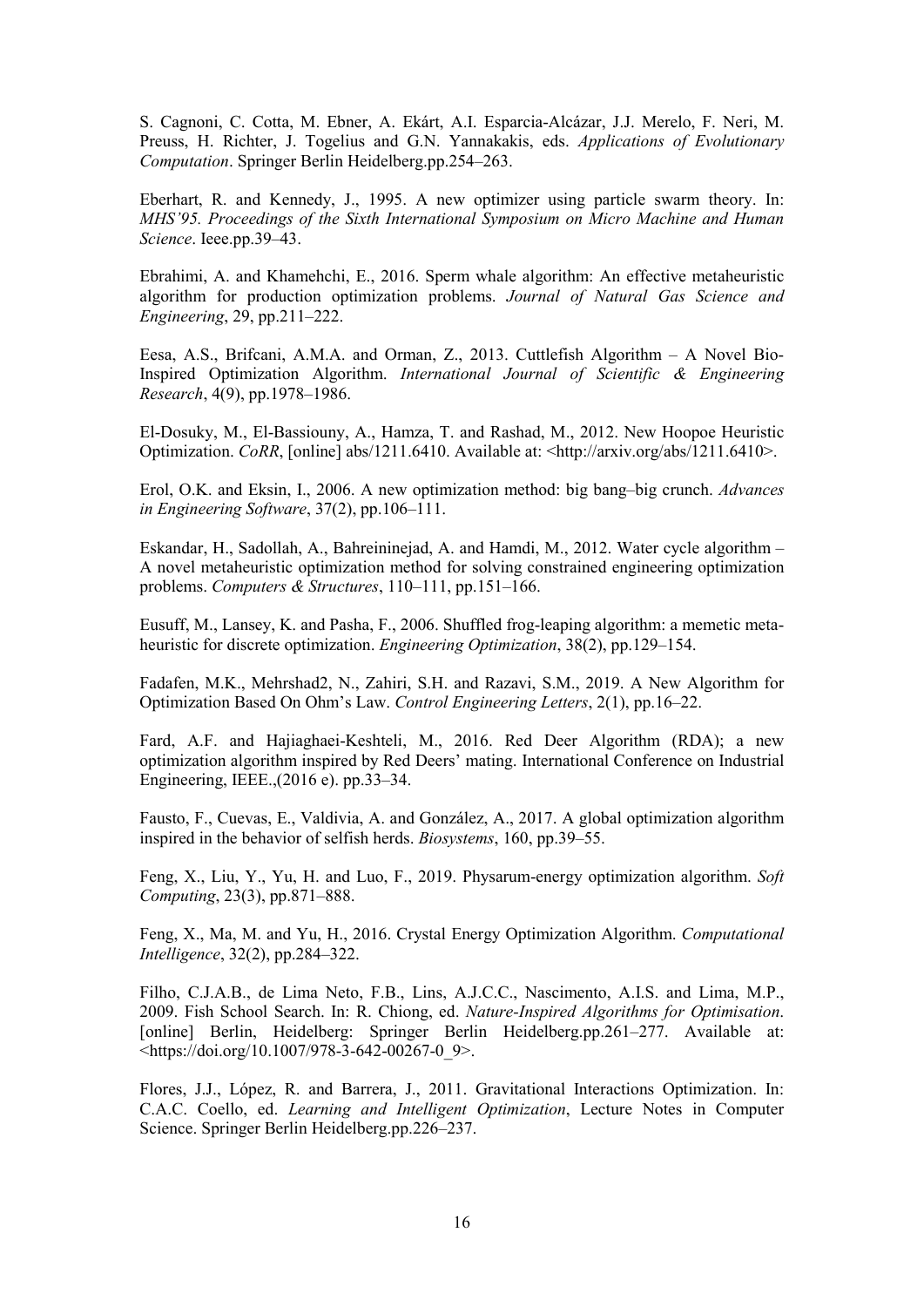S. Cagnoni, C. Cotta, M. Ebner, A. Ekárt, A.I. Esparcia-Alcázar, J.J. Merelo, F. Neri, M. Preuss, H. Richter, J. Togelius and G.N. Yannakakis, eds. *Applications of Evolutionary Computation*. Springer Berlin Heidelberg.pp.254–263.

Eberhart, R. and Kennedy, J., 1995. A new optimizer using particle swarm theory. In: *MHS'95. Proceedings of the Sixth International Symposium on Micro Machine and Human Science*. Ieee.pp.39–43.

Ebrahimi, A. and Khamehchi, E., 2016. Sperm whale algorithm: An effective metaheuristic algorithm for production optimization problems. *Journal of Natural Gas Science and Engineering*, 29, pp.211–222.

Eesa, A.S., Brifcani, A.M.A. and Orman, Z., 2013. Cuttlefish Algorithm – A Novel Bio-Inspired Optimization Algorithm. *International Journal of Scientific & Engineering Research*, 4(9), pp.1978–1986.

El-Dosuky, M., El-Bassiouny, A., Hamza, T. and Rashad, M., 2012. New Hoopoe Heuristic Optimization. *CoRR*, [online] abs/1211.6410. Available at: <http://arxiv.org/abs/1211.6410>.

Erol, O.K. and Eksin, I., 2006. A new optimization method: big bang–big crunch. *Advances in Engineering Software*, 37(2), pp.106–111.

Eskandar, H., Sadollah, A., Bahreininejad, A. and Hamdi, M., 2012. Water cycle algorithm – A novel metaheuristic optimization method for solving constrained engineering optimization problems. *Computers & Structures*, 110–111, pp.151–166.

Eusuff, M., Lansey, K. and Pasha, F., 2006. Shuffled frog-leaping algorithm: a memetic meta-heuristic for discrete optimization. *Engineering Optimization*, 38(2), pp.129–154.

Fadafen, M.K., Mehrshad2, N., Zahiri, S.H. and Razavi, S.M., 2019. A New Algorithm for Optimization Based On Ohm's Law. *Control Engineering Letters*, 2(1), pp.16–22.

Fard, A.F. and Hajiaghaei-Keshteli, M., 2016. Red Deer Algorithm (RDA); a new optimization algorithm inspired by Red Deers' mating. International Conference on Industrial Engineering, IEEE.,(2016 e). pp.33–34.

Fausto, F., Cuevas, E., Valdivia, A. and González, A., 2017. A global optimization algorithm inspired in the behavior of selfish herds. *Biosystems*, 160, pp.39–55.

Feng, X., Liu, Y., Yu, H. and Luo, F., 2019. Physarum-energy optimization algorithm. *Soft Computing*, 23(3), pp.871–888.

Feng, X., Ma, M. and Yu, H., 2016. Crystal Energy Optimization Algorithm. *Computational Intelligence*, 32(2), pp.284–322.

Filho, C.J.A.B., de Lima Neto, F.B., Lins, A.J.C.C., Nascimento, A.I.S. and Lima, M.P., 2009. Fish School Search. In: R. Chiong, ed. *Nature-Inspired Algorithms for Optimisation*. [online] Berlin, Heidelberg: Springer Berlin Heidelberg.pp.261–277. Available at: <https://doi.org/10.1007/978-3-642-00267-0_9>.

Flores, J.J., López, R. and Barrera, J., 2011. Gravitational Interactions Optimization. In: C.A.C. Coello, ed. *Learning and Intelligent Optimization*, Lecture Notes in Computer Science. Springer Berlin Heidelberg.pp.226–237.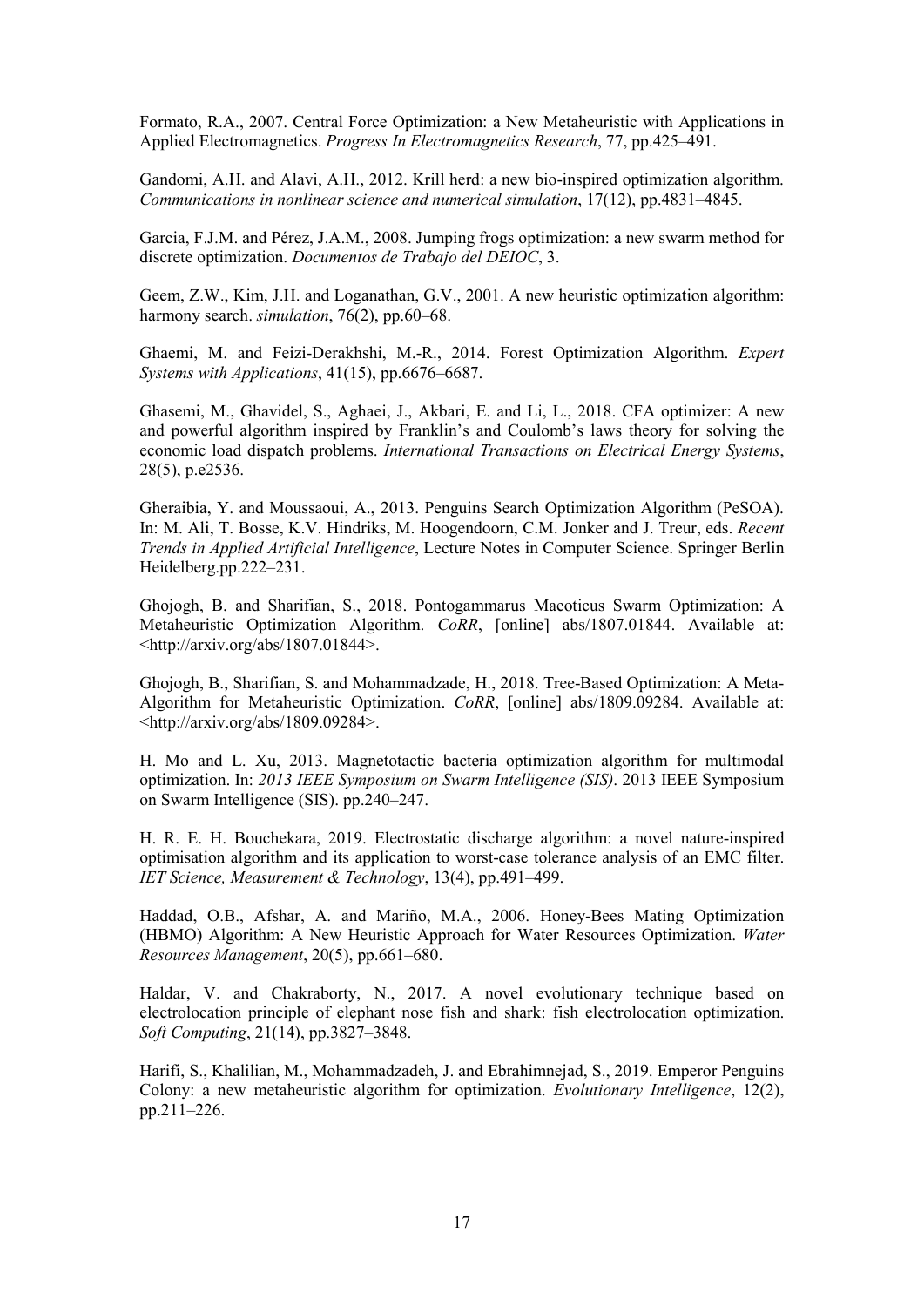Formato, R.A., 2007. Central Force Optimization: a New Metaheuristic with Applications in Applied Electromagnetics. *Progress In Electromagnetics Research*, 77, pp.425–491.

Gandomi, A.H. and Alavi, A.H., 2012. Krill herd: a new bio-inspired optimization algorithm. *Communications in nonlinear science and numerical simulation*, 17(12), pp.4831–4845.

Garcia, F.J.M. and Pérez, J.A.M., 2008. Jumping frogs optimization: a new swarm method for discrete optimization. *Documentos de Trabajo del DEIOC*, 3.

Geem, Z.W., Kim, J.H. and Loganathan, G.V., 2001. A new heuristic optimization algorithm: harmony search. *simulation*, 76(2), pp.60–68.

Ghaemi, M. and Feizi-Derakhshi, M.-R., 2014. Forest Optimization Algorithm. *Expert Systems with Applications*, 41(15), pp.6676–6687.

Ghasemi, M., Ghavidel, S., Aghaei, J., Akbari, E. and Li, L., 2018. CFA optimizer: A new and powerful algorithm inspired by Franklin's and Coulomb's laws theory for solving the economic load dispatch problems. *International Transactions on Electrical Energy Systems*, 28(5), p.e2536.

Gheraibia, Y. and Moussaoui, A., 2013. Penguins Search Optimization Algorithm (PeSOA). In: M. Ali, T. Bosse, K.V. Hindriks, M. Hoogendoorn, C.M. Jonker and J. Treur, eds. *Recent Trends in Applied Artificial Intelligence*, Lecture Notes in Computer Science. Springer Berlin Heidelberg.pp.222–231.

Ghojogh, B. and Sharifian, S., 2018. Pontogammarus Maeoticus Swarm Optimization: A Metaheuristic Optimization Algorithm. *CoRR*, [online] abs/1807.01844. Available at: <http://arxiv.org/abs/1807.01844>.

Ghojogh, B., Sharifian, S. and Mohammadzade, H., 2018. Tree-Based Optimization: A Meta-Algorithm for Metaheuristic Optimization. *CoRR*, [online] abs/1809.09284. Available at: <http://arxiv.org/abs/1809.09284>.

H. Mo and L. Xu, 2013. Magnetotactic bacteria optimization algorithm for multimodal optimization. In: *2013 IEEE Symposium on Swarm Intelligence (SIS)*. 2013 IEEE Symposium on Swarm Intelligence (SIS). pp.240–247.

H. R. E. H. Bouchekara, 2019. Electrostatic discharge algorithm: a novel nature-inspired optimisation algorithm and its application to worst-case tolerance analysis of an EMC filter. *IET Science, Measurement & Technology*, 13(4), pp.491–499.

Haddad, O.B., Afshar, A. and Mariño, M.A., 2006. Honey-Bees Mating Optimization (HBMO) Algorithm: A New Heuristic Approach for Water Resources Optimization. *Water Resources Management*, 20(5), pp.661–680.

Haldar, V. and Chakraborty, N., 2017. A novel evolutionary technique based on electrolocation principle of elephant nose fish and shark: fish electrolocation optimization. *Soft Computing*, 21(14), pp.3827–3848.

Harifi, S., Khalilian, M., Mohammadzadeh, J. and Ebrahimnejad, S., 2019. Emperor Penguins Colony: a new metaheuristic algorithm for optimization. *Evolutionary Intelligence*, 12(2), pp.211–226.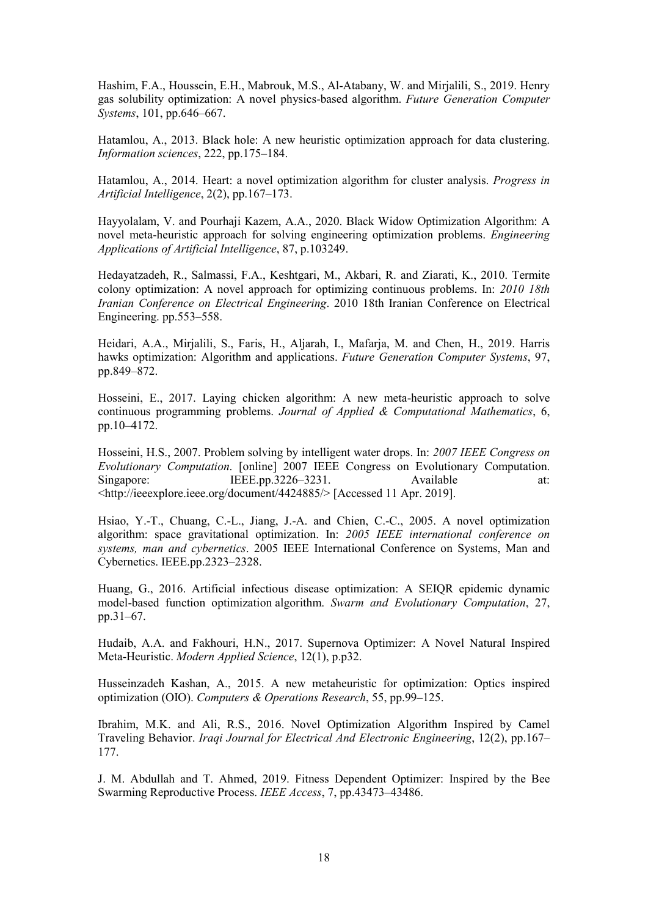Hashim, F.A., Houssein, E.H., Mabrouk, M.S., Al-Atabany, W. and Mirjalili, S., 2019. Henry gas solubility optimization: A novel physics-based algorithm. *Future Generation Computer Systems*, 101, pp.646–667.

Hatamlou, A., 2013. Black hole: A new heuristic optimization approach for data clustering. *Information sciences*, 222, pp.175–184.

Hatamlou, A., 2014. Heart: a novel optimization algorithm for cluster analysis. *Progress in Artificial Intelligence*, 2(2), pp.167–173.

Hayyolalam, V. and Pourhaji Kazem, A.A., 2020. Black Widow Optimization Algorithm: A novel meta-heuristic approach for solving engineering optimization problems. *Engineering Applications of Artificial Intelligence*, 87, p.103249.

Hedayatzadeh, R., Salmassi, F.A., Keshtgari, M., Akbari, R. and Ziarati, K., 2010. Termite colony optimization: A novel approach for optimizing continuous problems. In: *2010 18th Iranian Conference on Electrical Engineering*. 2010 18th Iranian Conference on Electrical Engineering. pp.553–558.

Heidari, A.A., Mirjalili, S., Faris, H., Aljarah, I., Mafarja, M. and Chen, H., 2019. Harris hawks optimization: Algorithm and applications. *Future Generation Computer Systems*, 97, pp.849–872.

Hosseini, E., 2017. Laying chicken algorithm: A new meta-heuristic approach to solve continuous programming problems. *Journal of Applied & Computational Mathematics*, 6, pp.10–4172.

Hosseini, H.S., 2007. Problem solving by intelligent water drops. In: *2007 IEEE Congress on Evolutionary Computation*. [online] 2007 IEEE Congress on Evolutionary Computation. Singapore: IEEE.pp.3226–3231. Available at: <http://ieeexplore.ieee.org/document/4424885/> [Accessed 11 Apr. 2019].

Hsiao, Y.-T., Chuang, C.-L., Jiang, J.-A. and Chien, C.-C., 2005. A novel optimization algorithm: space gravitational optimization. In: *2005 IEEE international conference on systems, man and cybernetics*. 2005 IEEE International Conference on Systems, Man and Cybernetics. IEEE.pp.2323–2328.

Huang, G., 2016. Artificial infectious disease optimization: A SEIQR epidemic dynamic model-based function optimization algorithm. *Swarm and Evolutionary Computation*, 27, pp.31–67.

Hudaib, A.A. and Fakhouri, H.N., 2017. Supernova Optimizer: A Novel Natural Inspired Meta-Heuristic. *Modern Applied Science*, 12(1), p.p32.

Husseinzadeh Kashan, A., 2015. A new metaheuristic for optimization: Optics inspired optimization (OIO). *Computers & Operations Research*, 55, pp.99–125.

Ibrahim, M.K. and Ali, R.S., 2016. Novel Optimization Algorithm Inspired by Camel Traveling Behavior. *Iraqi Journal for Electrical And Electronic Engineering*, 12(2), pp.167–177.

J. M. Abdullah and T. Ahmed, 2019. Fitness Dependent Optimizer: Inspired by the Bee Swarming Reproductive Process. *IEEE Access*, 7, pp.43473–43486.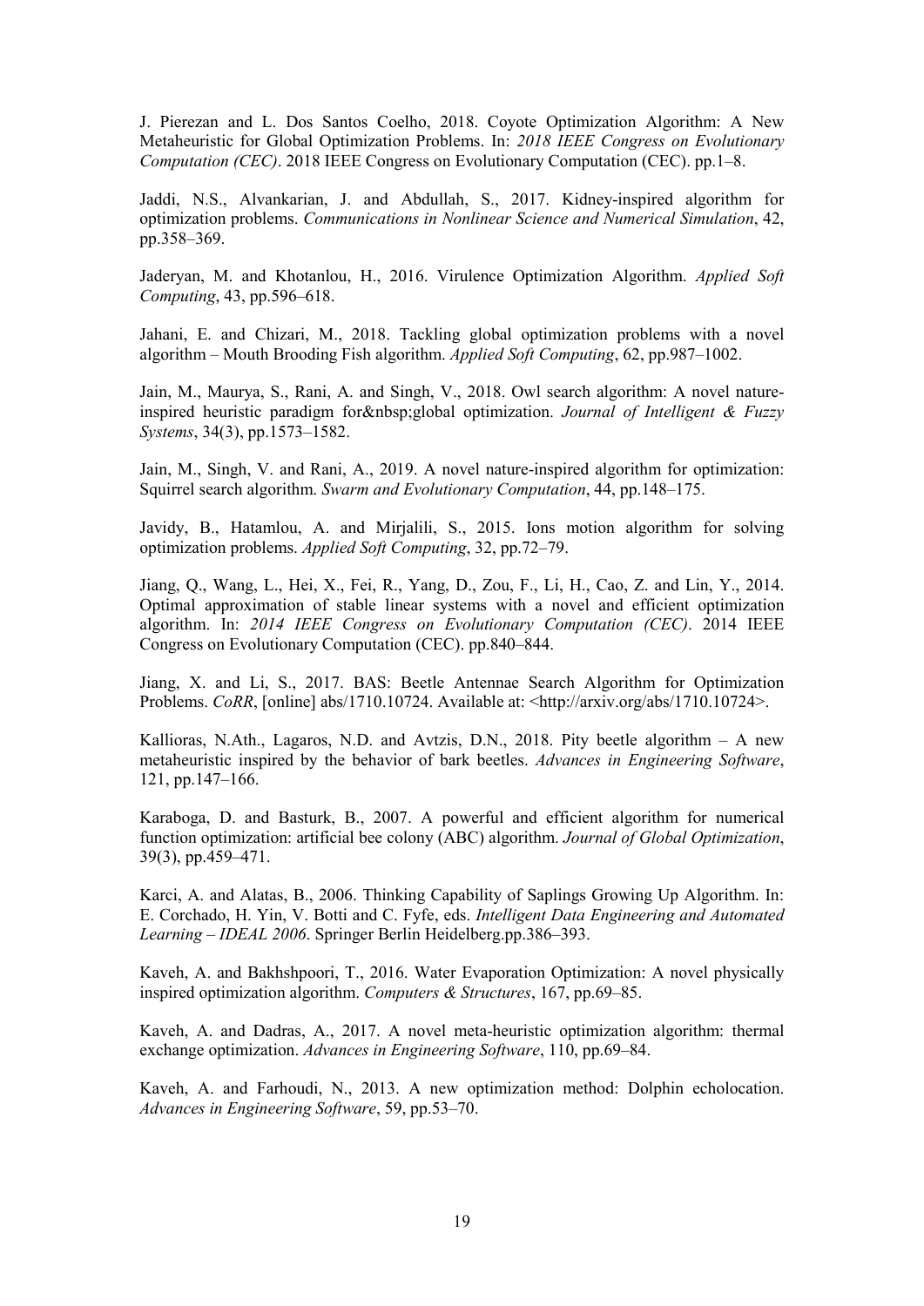J. Pierezan and L. Dos Santos Coelho, 2018. Coyote Optimization Algorithm: A New Metaheuristic for Global Optimization Problems. In: *2018 IEEE Congress on Evolutionary Computation (CEC)*. 2018 IEEE Congress on Evolutionary Computation (CEC). pp.1–8.

Jaddi, N.S., Alvankarian, J. and Abdullah, S., 2017. Kidney-inspired algorithm for optimization problems. *Communications in Nonlinear Science and Numerical Simulation*, 42, pp.358–369.

Jaderyan, M. and Khotanlou, H., 2016. Virulence Optimization Algorithm. *Applied Soft Computing*, 43, pp.596–618.

Jahani, E. and Chizari, M., 2018. Tackling global optimization problems with a novel algorithm – Mouth Brooding Fish algorithm. *Applied Soft Computing*, 62, pp.987–1002.

Jain, M., Maurya, S., Rani, A. and Singh, V., 2018. Owl search algorithm: A novel nature-inspired heuristic paradigm for&nbsp;global optimization. *Journal of Intelligent & Fuzzy Systems*, 34(3), pp.1573–1582.

Jain, M., Singh, V. and Rani, A., 2019. A novel nature-inspired algorithm for optimization: Squirrel search algorithm. *Swarm and Evolutionary Computation*, 44, pp.148–175.

Javidy, B., Hatamlou, A. and Mirjalili, S., 2015. Ions motion algorithm for solving optimization problems. *Applied Soft Computing*, 32, pp.72–79.

Jiang, Q., Wang, L., Hei, X., Fei, R., Yang, D., Zou, F., Li, H., Cao, Z. and Lin, Y., 2014. Optimal approximation of stable linear systems with a novel and efficient optimization algorithm. In: *2014 IEEE Congress on Evolutionary Computation (CEC)*. 2014 IEEE Congress on Evolutionary Computation (CEC). pp.840–844.

Jiang, X. and Li, S., 2017. BAS: Beetle Antennae Search Algorithm for Optimization Problems. *CoRR*, [online] abs/1710.10724. Available at: <http://arxiv.org/abs/1710.10724>.

Kallioras, N.Ath., Lagaros, N.D. and Avtzis, D.N., 2018. Pity beetle algorithm – A new metaheuristic inspired by the behavior of bark beetles. *Advances in Engineering Software*, 121, pp.147–166.

Karaboga, D. and Basturk, B., 2007. A powerful and efficient algorithm for numerical function optimization: artificial bee colony (ABC) algorithm. *Journal of Global Optimization*, 39(3), pp.459–471.

Karci, A. and Alatas, B., 2006. Thinking Capability of Saplings Growing Up Algorithm. In: E. Corchado, H. Yin, V. Botti and C. Fyfe, eds. *Intelligent Data Engineering and Automated Learning – IDEAL 2006*. Springer Berlin Heidelberg.pp.386–393.

Kaveh, A. and Bakhshpoori, T., 2016. Water Evaporation Optimization: A novel physically inspired optimization algorithm. *Computers & Structures*, 167, pp.69–85.

Kaveh, A. and Dadras, A., 2017. A novel meta-heuristic optimization algorithm: thermal exchange optimization. *Advances in Engineering Software*, 110, pp.69–84.

Kaveh, A. and Farhoudi, N., 2013. A new optimization method: Dolphin echolocation. *Advances in Engineering Software*, 59, pp.53–70.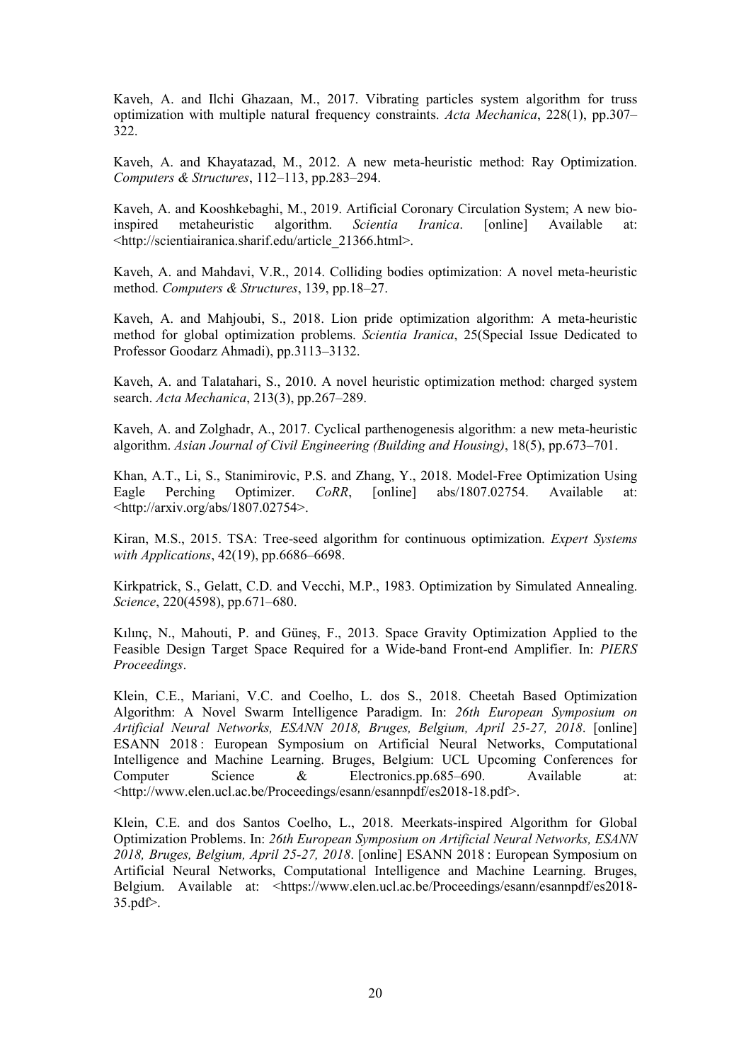Kaveh, A. and Ilchi Ghazaan, M., 2017. Vibrating particles system algorithm for truss optimization with multiple natural frequency constraints. *Acta Mechanica*, 228(1), pp.307–322.

Kaveh, A. and Khayatazad, M., 2012. A new meta-heuristic method: Ray Optimization. *Computers & Structures*, 112–113, pp.283–294.

Kaveh, A. and Kooshkebaghi, M., 2019. Artificial Coronary Circulation System; A new bio-inspired metaheuristic algorithm. *Scientia Iranica*. [online] Available at: <http://scientiairanica.sharif.edu/article_21366.html>.

Kaveh, A. and Mahdavi, V.R., 2014. Colliding bodies optimization: A novel meta-heuristic method. *Computers & Structures*, 139, pp.18–27.

Kaveh, A. and Mahjoubi, S., 2018. Lion pride optimization algorithm: A meta-heuristic method for global optimization problems. *Scientia Iranica*, 25(Special Issue Dedicated to Professor Goodarz Ahmadi), pp.3113–3132.

Kaveh, A. and Talatahari, S., 2010. A novel heuristic optimization method: charged system search. *Acta Mechanica*, 213(3), pp.267–289.

Kaveh, A. and Zolghadr, A., 2017. Cyclical parthenogenesis algorithm: a new meta-heuristic algorithm. *Asian Journal of Civil Engineering (Building and Housing)*, 18(5), pp.673–701.

Khan, A.T., Li, S., Stanimirovic, P.S. and Zhang, Y., 2018. Model-Free Optimization Using Eagle Perching Optimizer. *CoRR*, [online] abs/1807.02754. Available at: <http://arxiv.org/abs/1807.02754>.

Kiran, M.S., 2015. TSA: Tree-seed algorithm for continuous optimization. *Expert Systems with Applications*, 42(19), pp.6686–6698.

Kirkpatrick, S., Gelatt, C.D. and Vecchi, M.P., 1983. Optimization by Simulated Annealing. *Science*, 220(4598), pp.671–680.

Kılınç, N., Mahouti, P. and Güneş, F., 2013. Space Gravity Optimization Applied to the Feasible Design Target Space Required for a Wide-band Front-end Amplifier. In: *PIERS Proceedings*.

Klein, C.E., Mariani, V.C. and Coelho, L. dos S., 2018. Cheetah Based Optimization Algorithm: A Novel Swarm Intelligence Paradigm. In: *26th European Symposium on Artificial Neural Networks, ESANN 2018, Bruges, Belgium, April 25-27, 2018*. [online] ESANN 2018 : European Symposium on Artificial Neural Networks, Computational Intelligence and Machine Learning. Bruges, Belgium: UCL Upcoming Conferences for Computer Science & Electronics.pp.685–690. Available at: <http://www.elen.ucl.ac.be/Proceedings/esann/esannpdf/es2018-18.pdf>.

Klein, C.E. and dos Santos Coelho, L., 2018. Meerkats-inspired Algorithm for Global Optimization Problems. In: *26th European Symposium on Artificial Neural Networks, ESANN 2018, Bruges, Belgium, April 25-27, 2018*. [online] ESANN 2018 : European Symposium on Artificial Neural Networks, Computational Intelligence and Machine Learning. Bruges, Belgium. Available at: <https://www.elen.ucl.ac.be/Proceedings/esann/esannpdf/es2018-35.pdf>.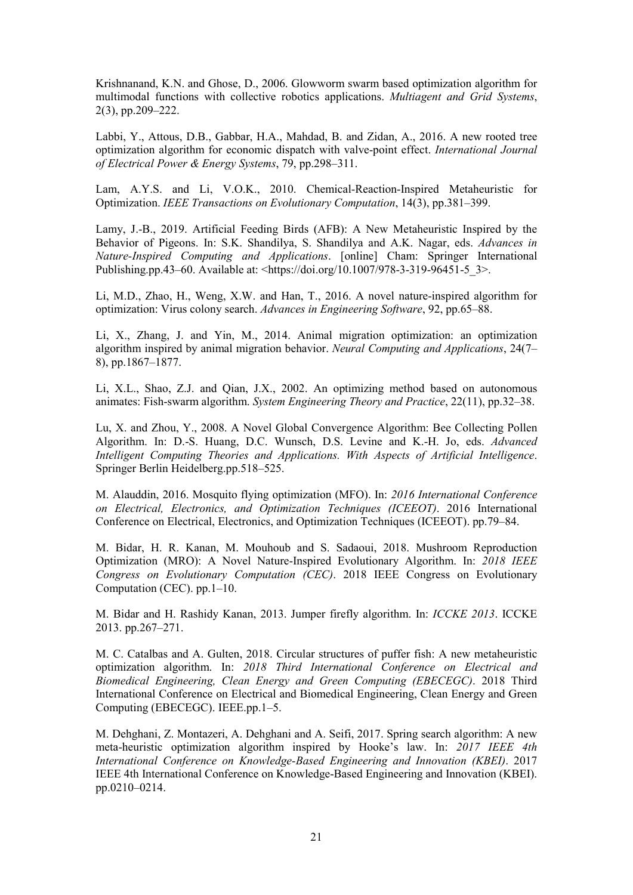Krishnanand, K.N. and Ghose, D., 2006. Glowworm swarm based optimization algorithm for multimodal functions with collective robotics applications. *Multiagent and Grid Systems*, 2(3), pp.209–222.

Labbi, Y., Attous, D.B., Gabbar, H.A., Mahdad, B. and Zidan, A., 2016. A new rooted tree optimization algorithm for economic dispatch with valve-point effect. *International Journal of Electrical Power & Energy Systems*, 79, pp.298–311.

Lam, A.Y.S. and Li, V.O.K., 2010. Chemical-Reaction-Inspired Metaheuristic for Optimization. *IEEE Transactions on Evolutionary Computation*, 14(3), pp.381–399.

Lamy, J.-B., 2019. Artificial Feeding Birds (AFB): A New Metaheuristic Inspired by the Behavior of Pigeons. In: S.K. Shandilya, S. Shandilya and A.K. Nagar, eds. *Advances in Nature-Inspired Computing and Applications*. [online] Cham: Springer International Publishing.pp.43–60. Available at: <https://doi.org/10.1007/978-3-319-96451-5_3>.

Li, M.D., Zhao, H., Weng, X.W. and Han, T., 2016. A novel nature-inspired algorithm for optimization: Virus colony search. *Advances in Engineering Software*, 92, pp.65–88.

Li, X., Zhang, J. and Yin, M., 2014. Animal migration optimization: an optimization algorithm inspired by animal migration behavior. *Neural Computing and Applications*, 24(7–8), pp.1867–1877.

Li, X.L., Shao, Z.J. and Qian, J.X., 2002. An optimizing method based on autonomous animates: Fish-swarm algorithm. *System Engineering Theory and Practice*, 22(11), pp.32–38.

Lu, X. and Zhou, Y., 2008. A Novel Global Convergence Algorithm: Bee Collecting Pollen Algorithm. In: D.-S. Huang, D.C. Wunsch, D.S. Levine and K.-H. Jo, eds. *Advanced Intelligent Computing Theories and Applications. With Aspects of Artificial Intelligence*. Springer Berlin Heidelberg.pp.518–525.

M. Alauddin, 2016. Mosquito flying optimization (MFO). In: *2016 International Conference on Electrical, Electronics, and Optimization Techniques (ICEEOT)*. 2016 International Conference on Electrical, Electronics, and Optimization Techniques (ICEEOT). pp.79–84.

M. Bidar, H. R. Kanan, M. Mouhoub and S. Sadaoui, 2018. Mushroom Reproduction Optimization (MRO): A Novel Nature-Inspired Evolutionary Algorithm. In: *2018 IEEE Congress on Evolutionary Computation (CEC)*. 2018 IEEE Congress on Evolutionary Computation (CEC). pp.1–10.

M. Bidar and H. Rashidy Kanan, 2013. Jumper firefly algorithm. In: *ICCKE 2013*. ICCKE 2013. pp.267–271.

M. C. Catalbas and A. Gulten, 2018. Circular structures of puffer fish: A new metaheuristic optimization algorithm. In: *2018 Third International Conference on Electrical and Biomedical Engineering, Clean Energy and Green Computing (EBECEGC)*. 2018 Third International Conference on Electrical and Biomedical Engineering, Clean Energy and Green Computing (EBECEGC). IEEE.pp.1–5.

M. Dehghani, Z. Montazeri, A. Dehghani and A. Seifi, 2017. Spring search algorithm: A new meta-heuristic optimization algorithm inspired by Hooke's law. In: *2017 IEEE 4th International Conference on Knowledge-Based Engineering and Innovation (KBEI)*. 2017 IEEE 4th International Conference on Knowledge-Based Engineering and Innovation (KBEI). pp.0210–0214.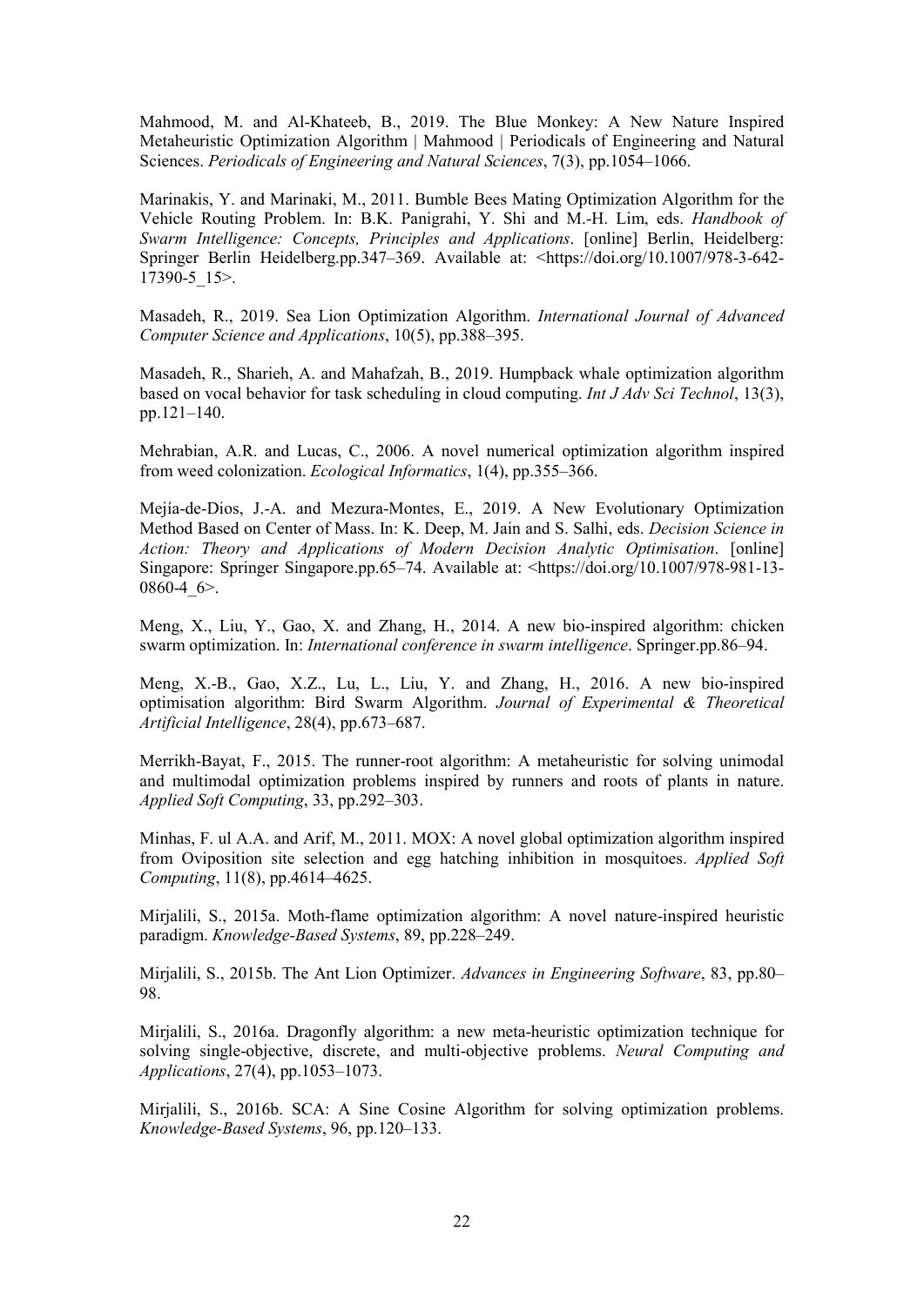Mahmood, M. and Al-Khateeb, B., 2019. The Blue Monkey: A New Nature Inspired Metaheuristic Optimization Algorithm | Mahmood | Periodicals of Engineering and Natural Sciences. *Periodicals of Engineering and Natural Sciences*, 7(3), pp.1054–1066.

Marinakis, Y. and Marinaki, M., 2011. Bumble Bees Mating Optimization Algorithm for the Vehicle Routing Problem. In: B.K. Panigrahi, Y. Shi and M.-H. Lim, eds. *Handbook of Swarm Intelligence: Concepts, Principles and Applications*. [online] Berlin, Heidelberg: Springer Berlin Heidelberg.pp.347–369. Available at: <https://doi.org/10.1007/978-3-642-17390-5_15>.

Masadeh, R., 2019. Sea Lion Optimization Algorithm. *International Journal of Advanced Computer Science and Applications*, 10(5), pp.388–395.

Masadeh, R., Sharieh, A. and Mahafzah, B., 2019. Humpback whale optimization algorithm based on vocal behavior for task scheduling in cloud computing. *Int J Adv Sci Technol*, 13(3), pp.121–140.

Mehrabian, A.R. and Lucas, C., 2006. A novel numerical optimization algorithm inspired from weed colonization. *Ecological Informatics*, 1(4), pp.355–366.

Mejía-de-Dios, J.-A. and Mezura-Montes, E., 2019. A New Evolutionary Optimization Method Based on Center of Mass. In: K. Deep, M. Jain and S. Salhi, eds. *Decision Science in Action: Theory and Applications of Modern Decision Analytic Optimisation*. [online] Singapore: Springer Singapore.pp.65–74. Available at: <https://doi.org/10.1007/978-981-13-0860-4_6>.

Meng, X., Liu, Y., Gao, X. and Zhang, H., 2014. A new bio-inspired algorithm: chicken swarm optimization. In: *International conference in swarm intelligence*. Springer.pp.86–94.

Meng, X.-B., Gao, X.Z., Lu, L., Liu, Y. and Zhang, H., 2016. A new bio-inspired optimisation algorithm: Bird Swarm Algorithm. *Journal of Experimental & Theoretical Artificial Intelligence*, 28(4), pp.673–687.

Merrikh-Bayat, F., 2015. The runner-root algorithm: A metaheuristic for solving unimodal and multimodal optimization problems inspired by runners and roots of plants in nature. *Applied Soft Computing*, 33, pp.292–303.

Minhas, F. ul A.A. and Arif, M., 2011. MOX: A novel global optimization algorithm inspired from Oviposition site selection and egg hatching inhibition in mosquitoes. *Applied Soft Computing*, 11(8), pp.4614–4625.

Mirjalili, S., 2015a. Moth-flame optimization algorithm: A novel nature-inspired heuristic paradigm. *Knowledge-Based Systems*, 89, pp.228–249.

Mirjalili, S., 2015b. The Ant Lion Optimizer. *Advances in Engineering Software*, 83, pp.80–98.

Mirjalili, S., 2016a. Dragonfly algorithm: a new meta-heuristic optimization technique for solving single-objective, discrete, and multi-objective problems. *Neural Computing and Applications*, 27(4), pp.1053–1073.

Mirjalili, S., 2016b. SCA: A Sine Cosine Algorithm for solving optimization problems. *Knowledge-Based Systems*, 96, pp.120–133.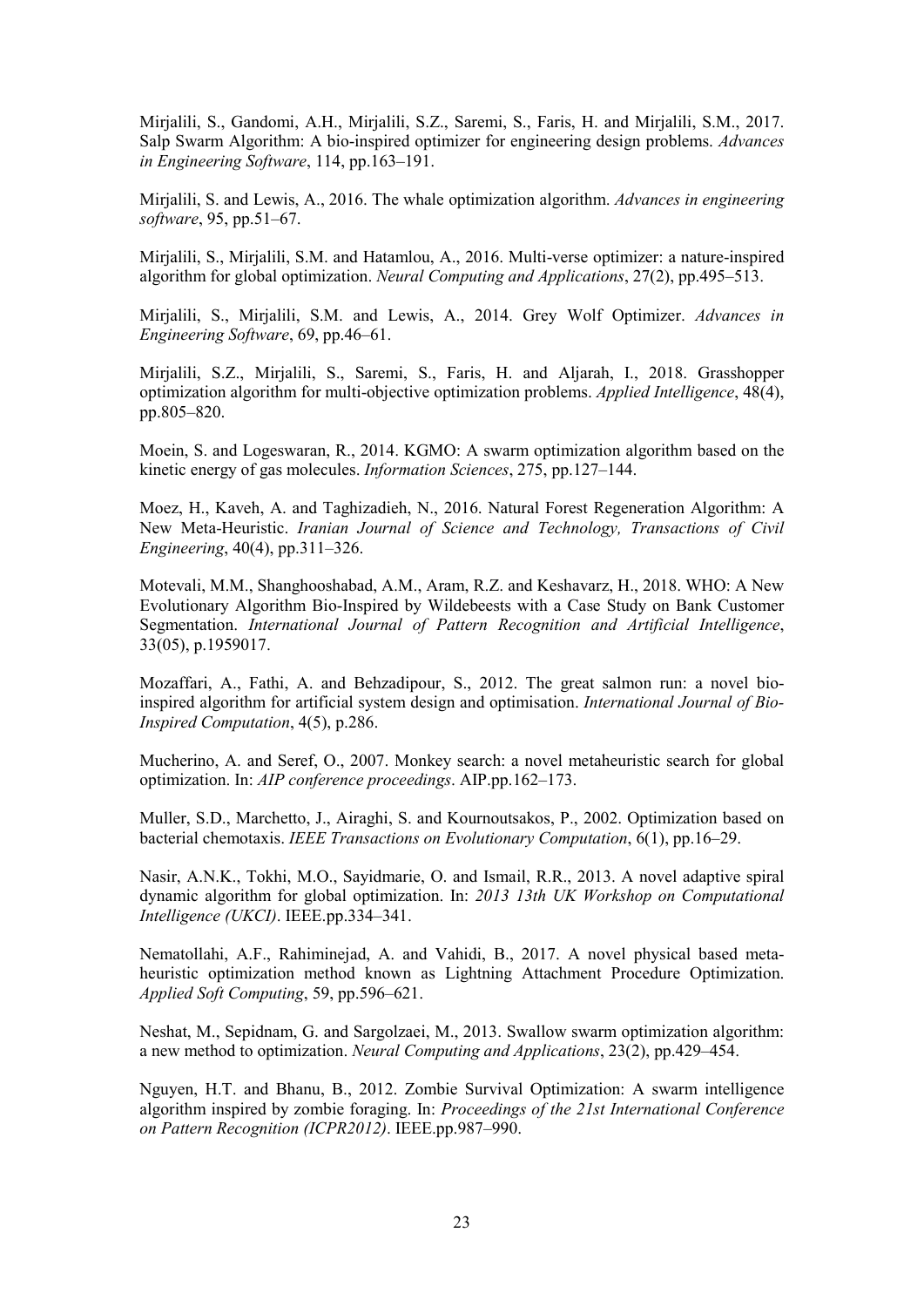Mirjalili, S., Gandomi, A.H., Mirjalili, S.Z., Saremi, S., Faris, H. and Mirjalili, S.M., 2017. Salp Swarm Algorithm: A bio-inspired optimizer for engineering design problems. *Advances in Engineering Software*, 114, pp.163–191.

Mirjalili, S. and Lewis, A., 2016. The whale optimization algorithm. *Advances in engineering software*, 95, pp.51–67.

Mirjalili, S., Mirjalili, S.M. and Hatamlou, A., 2016. Multi-verse optimizer: a nature-inspired algorithm for global optimization. *Neural Computing and Applications*, 27(2), pp.495–513.

Mirjalili, S., Mirjalili, S.M. and Lewis, A., 2014. Grey Wolf Optimizer. *Advances in Engineering Software*, 69, pp.46–61.

Mirjalili, S.Z., Mirjalili, S., Saremi, S., Faris, H. and Aljarah, I., 2018. Grasshopper optimization algorithm for multi-objective optimization problems. *Applied Intelligence*, 48(4), pp.805–820.

Moein, S. and Logeswaran, R., 2014. KGMO: A swarm optimization algorithm based on the kinetic energy of gas molecules. *Information Sciences*, 275, pp.127–144.

Moez, H., Kaveh, A. and Taghizadieh, N., 2016. Natural Forest Regeneration Algorithm: A New Meta-Heuristic. *Iranian Journal of Science and Technology, Transactions of Civil Engineering*, 40(4), pp.311–326.

Motevali, M.M., Shanghooshabad, A.M., Aram, R.Z. and Keshavarz, H., 2018. WHO: A New Evolutionary Algorithm Bio-Inspired by Wildebeests with a Case Study on Bank Customer Segmentation. *International Journal of Pattern Recognition and Artificial Intelligence*, 33(05), p.1959017.

Mozaffari, A., Fathi, A. and Behzadipour, S., 2012. The great salmon run: a novel bio-inspired algorithm for artificial system design and optimisation. *International Journal of Bio-Inspired Computation*, 4(5), p.286.

Mucherino, A. and Seref, O., 2007. Monkey search: a novel metaheuristic search for global optimization. In: *AIP conference proceedings*. AIP.pp.162–173.

Muller, S.D., Marchetto, J., Airaghi, S. and Kournoutsakos, P., 2002. Optimization based on bacterial chemotaxis. *IEEE Transactions on Evolutionary Computation*, 6(1), pp.16–29.

Nasir, A.N.K., Tokhi, M.O., Sayidmarie, O. and Ismail, R.R., 2013. A novel adaptive spiral dynamic algorithm for global optimization. In: *2013 13th UK Workshop on Computational Intelligence (UKCI)*. IEEE.pp.334–341.

Nematollahi, A.F., Rahiminejad, A. and Vahidi, B., 2017. A novel physical based meta-heuristic optimization method known as Lightning Attachment Procedure Optimization. *Applied Soft Computing*, 59, pp.596–621.

Neshat, M., Sepidnam, G. and Sargolzaei, M., 2013. Swallow swarm optimization algorithm: a new method to optimization. *Neural Computing and Applications*, 23(2), pp.429–454.

Nguyen, H.T. and Bhanu, B., 2012. Zombie Survival Optimization: A swarm intelligence algorithm inspired by zombie foraging. In: *Proceedings of the 21st International Conference on Pattern Recognition (ICPR2012)*. IEEE.pp.987–990.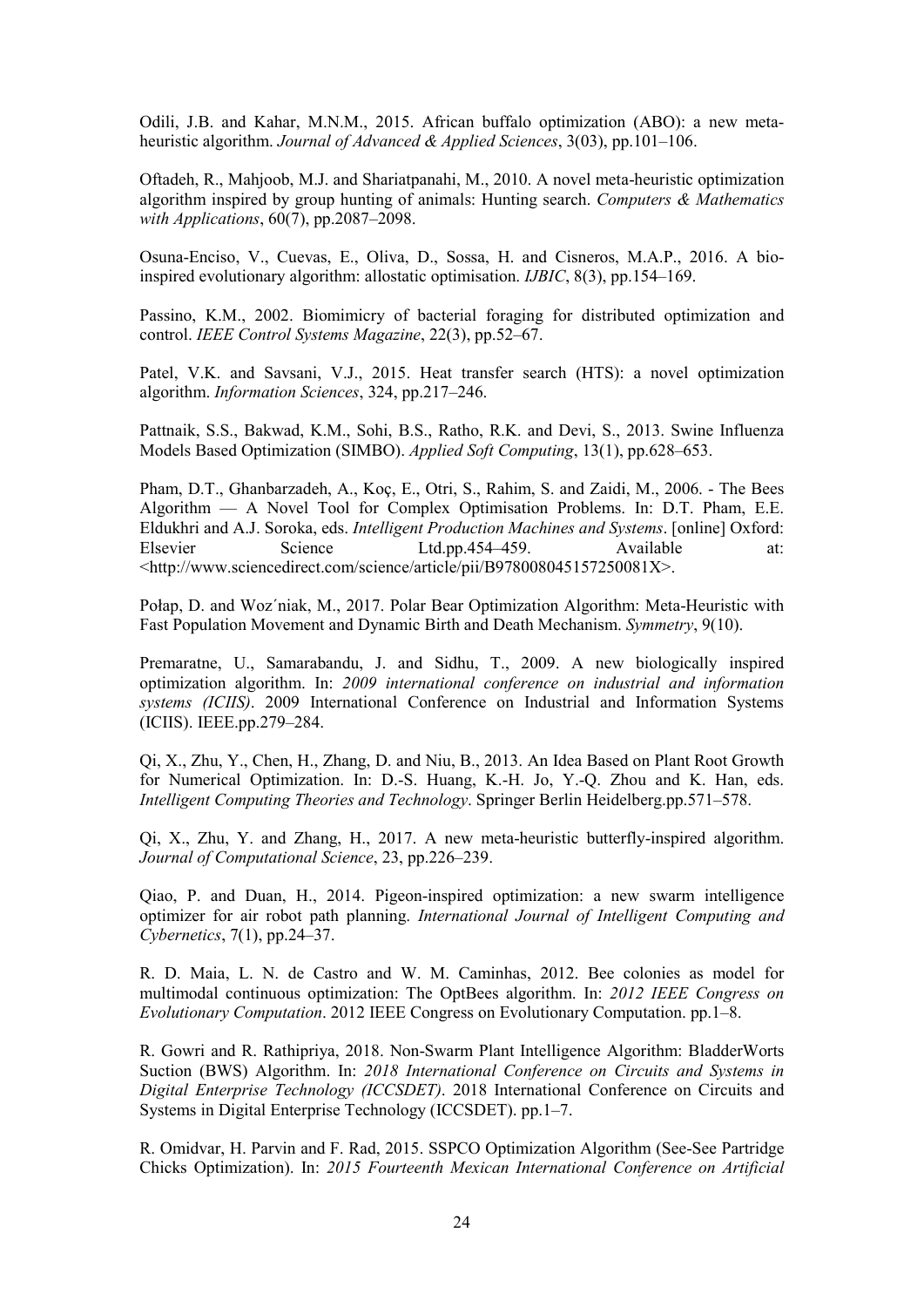Odili, J.B. and Kahar, M.N.M., 2015. African buffalo optimization (ABO): a new meta-heuristic algorithm. *Journal of Advanced & Applied Sciences*, 3(03), pp.101–106.

Oftadeh, R., Mahjoob, M.J. and Shariatpanahi, M., 2010. A novel meta-heuristic optimization algorithm inspired by group hunting of animals: Hunting search. *Computers & Mathematics with Applications*, 60(7), pp.2087–2098.

Osuna-Enciso, V., Cuevas, E., Oliva, D., Sossa, H. and Cisneros, M.A.P., 2016. A bio-inspired evolutionary algorithm: allostatic optimisation. *IJBIC*, 8(3), pp.154–169.

Passino, K.M., 2002. Biomimicry of bacterial foraging for distributed optimization and control. *IEEE Control Systems Magazine*, 22(3), pp.52–67.

Patel, V.K. and Savsani, V.J., 2015. Heat transfer search (HTS): a novel optimization algorithm. *Information Sciences*, 324, pp.217–246.

Pattnaik, S.S., Bakwad, K.M., Sohi, B.S., Ratho, R.K. and Devi, S., 2013. Swine Influenza Models Based Optimization (SIMBO). *Applied Soft Computing*, 13(1), pp.628–653.

Pham, D.T., Ghanbarzadeh, A., Koç, E., Otri, S., Rahim, S. and Zaidi, M., 2006. - The Bees Algorithm — A Novel Tool for Complex Optimisation Problems. In: D.T. Pham, E.E. Eldukhri and A.J. Soroka, eds. *Intelligent Production Machines and Systems*. [online] Oxford: Elsevier Science Ltd.pp.454–459. Available at: <http://www.sciencedirect.com/science/article/pii/B978008045157250081X>.

Połap, D. and Woz´niak, M., 2017. Polar Bear Optimization Algorithm: Meta-Heuristic with Fast Population Movement and Dynamic Birth and Death Mechanism. *Symmetry*, 9(10).

Premaratne, U., Samarabandu, J. and Sidhu, T., 2009. A new biologically inspired optimization algorithm. In: *2009 international conference on industrial and information systems (ICIIS)*. 2009 International Conference on Industrial and Information Systems (ICIIS). IEEE.pp.279–284.

Qi, X., Zhu, Y., Chen, H., Zhang, D. and Niu, B., 2013. An Idea Based on Plant Root Growth for Numerical Optimization. In: D.-S. Huang, K.-H. Jo, Y.-Q. Zhou and K. Han, eds. *Intelligent Computing Theories and Technology*. Springer Berlin Heidelberg.pp.571–578.

Qi, X., Zhu, Y. and Zhang, H., 2017. A new meta-heuristic butterfly-inspired algorithm. *Journal of Computational Science*, 23, pp.226–239.

Qiao, P. and Duan, H., 2014. Pigeon-inspired optimization: a new swarm intelligence optimizer for air robot path planning. *International Journal of Intelligent Computing and Cybernetics*, 7(1), pp.24–37.

R. D. Maia, L. N. de Castro and W. M. Caminhas, 2012. Bee colonies as model for multimodal continuous optimization: The OptBees algorithm. In: *2012 IEEE Congress on Evolutionary Computation*. 2012 IEEE Congress on Evolutionary Computation. pp.1–8.

R. Gowri and R. Rathipriya, 2018. Non-Swarm Plant Intelligence Algorithm: BladderWorts Suction (BWS) Algorithm. In: *2018 International Conference on Circuits and Systems in Digital Enterprise Technology (ICCSDET)*. 2018 International Conference on Circuits and Systems in Digital Enterprise Technology (ICCSDET). pp.1–7.

R. Omidvar, H. Parvin and F. Rad, 2015. SSPCO Optimization Algorithm (See-See Partridge Chicks Optimization). In: *2015 Fourteenth Mexican International Conference on Artificial*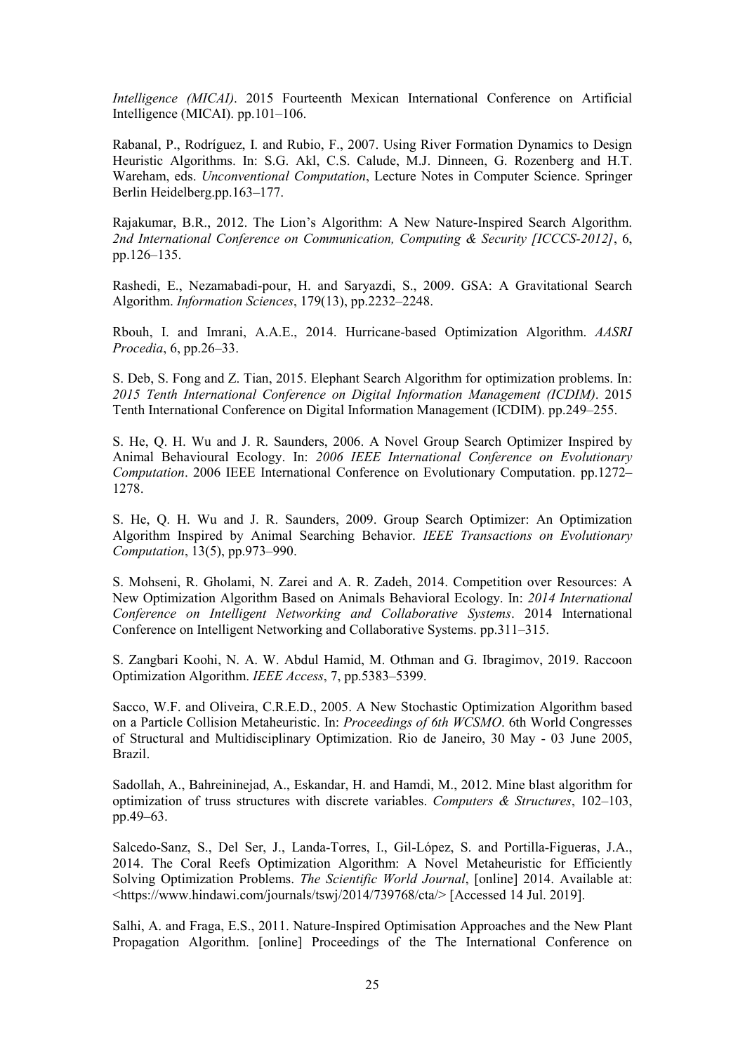*Intelligence (MICAI)*. 2015 Fourteenth Mexican International Conference on Artificial Intelligence (MICAI). pp.101–106.

Rabanal, P., Rodríguez, I. and Rubio, F., 2007. Using River Formation Dynamics to Design Heuristic Algorithms. In: S.G. Akl, C.S. Calude, M.J. Dinneen, G. Rozenberg and H.T. Wareham, eds. *Unconventional Computation*, Lecture Notes in Computer Science. Springer Berlin Heidelberg.pp.163–177.

Rajakumar, B.R., 2012. The Lion's Algorithm: A New Nature-Inspired Search Algorithm. *2nd International Conference on Communication, Computing & Security [ICCCS-2012]*, 6, pp.126–135.

Rashedi, E., Nezamabadi-pour, H. and Saryazdi, S., 2009. GSA: A Gravitational Search Algorithm. *Information Sciences*, 179(13), pp.2232–2248.

Rbouh, I. and Imrani, A.A.E., 2014. Hurricane-based Optimization Algorithm. *AASRI Procedia*, 6, pp.26–33.

S. Deb, S. Fong and Z. Tian, 2015. Elephant Search Algorithm for optimization problems. In: *2015 Tenth International Conference on Digital Information Management (ICDIM)*. 2015 Tenth International Conference on Digital Information Management (ICDIM). pp.249–255.

S. He, Q. H. Wu and J. R. Saunders, 2006. A Novel Group Search Optimizer Inspired by Animal Behavioural Ecology. In: *2006 IEEE International Conference on Evolutionary Computation*. 2006 IEEE International Conference on Evolutionary Computation. pp.1272–1278.

S. He, Q. H. Wu and J. R. Saunders, 2009. Group Search Optimizer: An Optimization Algorithm Inspired by Animal Searching Behavior. *IEEE Transactions on Evolutionary Computation*, 13(5), pp.973–990.

S. Mohseni, R. Gholami, N. Zarei and A. R. Zadeh, 2014. Competition over Resources: A New Optimization Algorithm Based on Animals Behavioral Ecology. In: *2014 International Conference on Intelligent Networking and Collaborative Systems*. 2014 International Conference on Intelligent Networking and Collaborative Systems. pp.311–315.

S. Zangbari Koohi, N. A. W. Abdul Hamid, M. Othman and G. Ibragimov, 2019. Raccoon Optimization Algorithm. *IEEE Access*, 7, pp.5383–5399.

Sacco, W.F. and Oliveira, C.R.E.D., 2005. A New Stochastic Optimization Algorithm based on a Particle Collision Metaheuristic. In: *Proceedings of 6th WCSMO*. 6th World Congresses of Structural and Multidisciplinary Optimization. Rio de Janeiro, 30 May - 03 June 2005, Brazil.

Sadollah, A., Bahreininejad, A., Eskandar, H. and Hamdi, M., 2012. Mine blast algorithm for optimization of truss structures with discrete variables. *Computers & Structures*, 102–103, pp.49–63.

Salcedo-Sanz, S., Del Ser, J., Landa-Torres, I., Gil-López, S. and Portilla-Figueras, J.A., 2014. The Coral Reefs Optimization Algorithm: A Novel Metaheuristic for Efficiently Solving Optimization Problems. *The Scientific World Journal*, [online] 2014. Available at: <https://www.hindawi.com/journals/tswj/2014/739768/cta/> [Accessed 14 Jul. 2019].

Salhi, A. and Fraga, E.S., 2011. Nature-Inspired Optimisation Approaches and the New Plant Propagation Algorithm. [online] Proceedings of the The International Conference on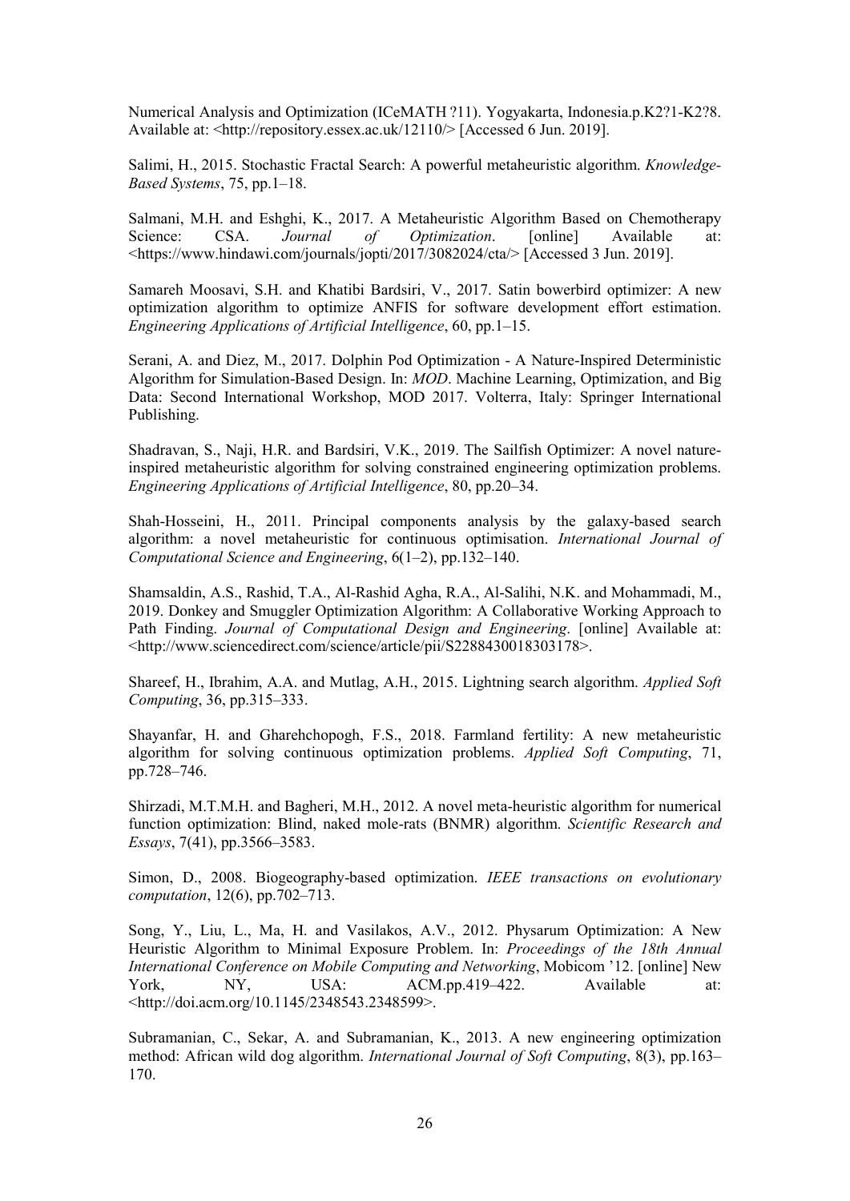Numerical Analysis and Optimization (ICeMATH ?11). Yogyakarta, Indonesia.p.K2?1-K2?8. Available at: <http://repository.essex.ac.uk/12110/> [Accessed 6 Jun. 2019].

Salimi, H., 2015. Stochastic Fractal Search: A powerful metaheuristic algorithm. *Knowledge-Based Systems*, 75, pp.1–18.

Salmani, M.H. and Eshghi, K., 2017. A Metaheuristic Algorithm Based on Chemotherapy Science: CSA. *Journal of Optimization*. [online] Available at: <https://www.hindawi.com/journals/jopti/2017/3082024/cta/> [Accessed 3 Jun. 2019].

Samareh Moosavi, S.H. and Khatibi Bardsiri, V., 2017. Satin bowerbird optimizer: A new optimization algorithm to optimize ANFIS for software development effort estimation. *Engineering Applications of Artificial Intelligence*, 60, pp.1–15.

Serani, A. and Diez, M., 2017. Dolphin Pod Optimization - A Nature-Inspired Deterministic Algorithm for Simulation-Based Design. In: *MOD*. Machine Learning, Optimization, and Big Data: Second International Workshop, MOD 2017. Volterra, Italy: Springer International Publishing.

Shadravan, S., Naji, H.R. and Bardsiri, V.K., 2019. The Sailfish Optimizer: A novel nature-inspired metaheuristic algorithm for solving constrained engineering optimization problems. *Engineering Applications of Artificial Intelligence*, 80, pp.20–34.

Shah-Hosseini, H., 2011. Principal components analysis by the galaxy-based search algorithm: a novel metaheuristic for continuous optimisation. *International Journal of Computational Science and Engineering*, 6(1–2), pp.132–140.

Shamsaldin, A.S., Rashid, T.A., Al-Rashid Agha, R.A., Al-Salihi, N.K. and Mohammadi, M., 2019. Donkey and Smuggler Optimization Algorithm: A Collaborative Working Approach to Path Finding. *Journal of Computational Design and Engineering*. [online] Available at: <http://www.sciencedirect.com/science/article/pii/S2288430018303178>.

Shareef, H., Ibrahim, A.A. and Mutlag, A.H., 2015. Lightning search algorithm. *Applied Soft Computing*, 36, pp.315–333.

Shayanfar, H. and Gharehchopogh, F.S., 2018. Farmland fertility: A new metaheuristic algorithm for solving continuous optimization problems. *Applied Soft Computing*, 71, pp.728–746.

Shirzadi, M.T.M.H. and Bagheri, M.H., 2012. A novel meta-heuristic algorithm for numerical function optimization: Blind, naked mole-rats (BNMR) algorithm. *Scientific Research and Essays*, 7(41), pp.3566–3583.

Simon, D., 2008. Biogeography-based optimization. *IEEE transactions on evolutionary computation*, 12(6), pp.702–713.

Song, Y., Liu, L., Ma, H. and Vasilakos, A.V., 2012. Physarum Optimization: A New Heuristic Algorithm to Minimal Exposure Problem. In: *Proceedings of the 18th Annual International Conference on Mobile Computing and Networking*, Mobicom '12. [online] New York, NY, USA: ACM.pp.419–422. Available at: <http://doi.acm.org/10.1145/2348543.2348599>.

Subramanian, C., Sekar, A. and Subramanian, K., 2013. A new engineering optimization method: African wild dog algorithm. *International Journal of Soft Computing*, 8(3), pp.163–170.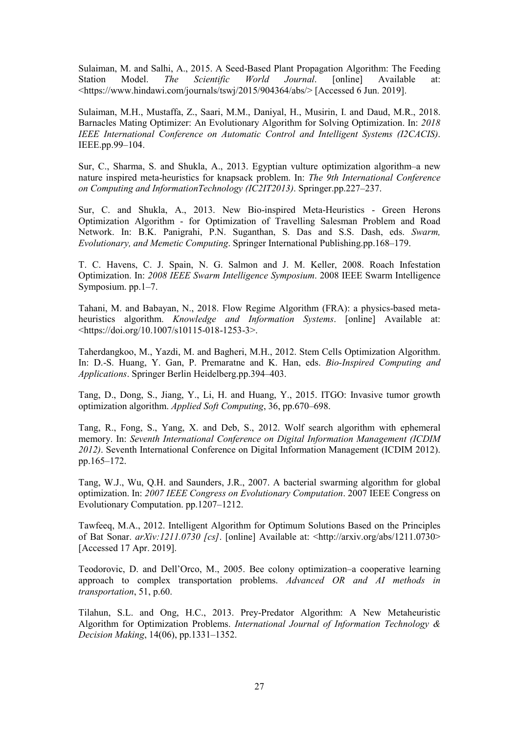Sulaiman, M. and Salhi, A., 2015. A Seed-Based Plant Propagation Algorithm: The Feeding Station Model. *The Scientific World Journal*. [online] Available at: <https://www.hindawi.com/journals/tswj/2015/904364/abs/> [Accessed 6 Jun. 2019].

Sulaiman, M.H., Mustaffa, Z., Saari, M.M., Daniyal, H., Musirin, I. and Daud, M.R., 2018. Barnacles Mating Optimizer: An Evolutionary Algorithm for Solving Optimization. In: *2018 IEEE International Conference on Automatic Control and Intelligent Systems (I2CACIS)*. IEEE.pp.99–104.

Sur, C., Sharma, S. and Shukla, A., 2013. Egyptian vulture optimization algorithm–a new nature inspired meta-heuristics for knapsack problem. In: *The 9th International Conference on Computing and InformationTechnology (IC2IT2013)*. Springer.pp.227–237.

Sur, C. and Shukla, A., 2013. New Bio-inspired Meta-Heuristics - Green Herons Optimization Algorithm - for Optimization of Travelling Salesman Problem and Road Network. In: B.K. Panigrahi, P.N. Suganthan, S. Das and S.S. Dash, eds. *Swarm, Evolutionary, and Memetic Computing*. Springer International Publishing.pp.168–179.

T. C. Havens, C. J. Spain, N. G. Salmon and J. M. Keller, 2008. Roach Infestation Optimization. In: *2008 IEEE Swarm Intelligence Symposium*. 2008 IEEE Swarm Intelligence Symposium. pp.1–7.

Tahani, M. and Babayan, N., 2018. Flow Regime Algorithm (FRA): a physics-based meta-heuristics algorithm. *Knowledge and Information Systems*. [online] Available at: <https://doi.org/10.1007/s10115-018-1253-3>.

Taherdangkoo, M., Yazdi, M. and Bagheri, M.H., 2012. Stem Cells Optimization Algorithm. In: D.-S. Huang, Y. Gan, P. Premaratne and K. Han, eds. *Bio-Inspired Computing and Applications*. Springer Berlin Heidelberg.pp.394–403.

Tang, D., Dong, S., Jiang, Y., Li, H. and Huang, Y., 2015. ITGO: Invasive tumor growth optimization algorithm. *Applied Soft Computing*, 36, pp.670–698.

Tang, R., Fong, S., Yang, X. and Deb, S., 2012. Wolf search algorithm with ephemeral memory. In: *Seventh International Conference on Digital Information Management (ICDIM 2012)*. Seventh International Conference on Digital Information Management (ICDIM 2012). pp.165–172.

Tang, W.J., Wu, Q.H. and Saunders, J.R., 2007. A bacterial swarming algorithm for global optimization. In: *2007 IEEE Congress on Evolutionary Computation*. 2007 IEEE Congress on Evolutionary Computation. pp.1207–1212.

Tawfeeq, M.A., 2012. Intelligent Algorithm for Optimum Solutions Based on the Principles of Bat Sonar. *arXiv:1211.0730 [cs]*. [online] Available at: <http://arxiv.org/abs/1211.0730> [Accessed 17 Apr. 2019].

Teodorovic, D. and Dell'Orco, M., 2005. Bee colony optimization–a cooperative learning approach to complex transportation problems. *Advanced OR and AI methods in transportation*, 51, p.60.

Tilahun, S.L. and Ong, H.C., 2013. Prey-Predator Algorithm: A New Metaheuristic Algorithm for Optimization Problems. *International Journal of Information Technology & Decision Making*, 14(06), pp.1331–1352.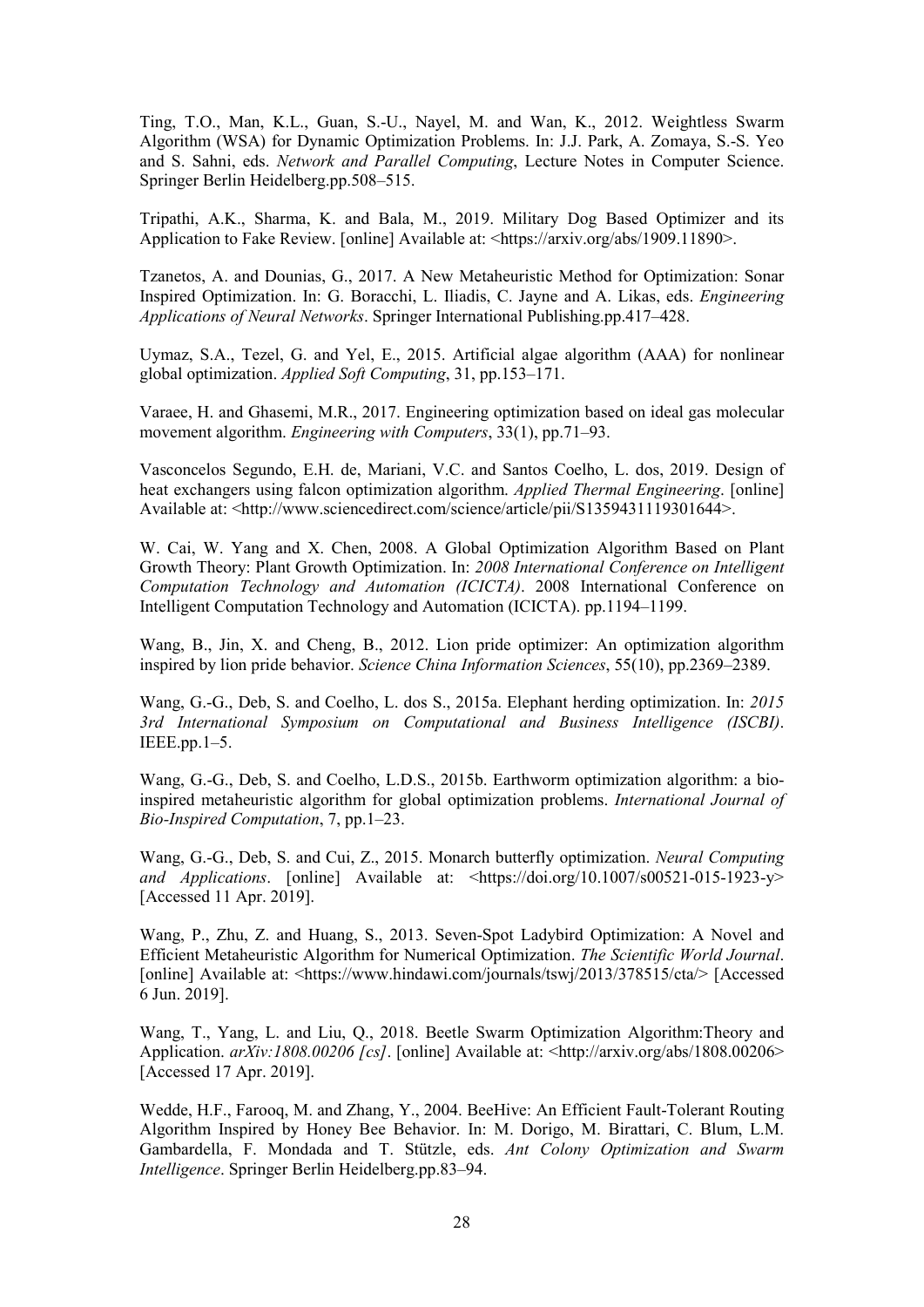Ting, T.O., Man, K.L., Guan, S.-U., Nayel, M. and Wan, K., 2012. Weightless Swarm Algorithm (WSA) for Dynamic Optimization Problems. In: J.J. Park, A. Zomaya, S.-S. Yeo and S. Sahni, eds. *Network and Parallel Computing*, Lecture Notes in Computer Science. Springer Berlin Heidelberg.pp.508–515.

Tripathi, A.K., Sharma, K. and Bala, M., 2019. Military Dog Based Optimizer and its Application to Fake Review. [online] Available at: <https://arxiv.org/abs/1909.11890>.

Tzanetos, A. and Dounias, G., 2017. A New Metaheuristic Method for Optimization: Sonar Inspired Optimization. In: G. Boracchi, L. Iliadis, C. Jayne and A. Likas, eds. *Engineering Applications of Neural Networks*. Springer International Publishing.pp.417–428.

Uymaz, S.A., Tezel, G. and Yel, E., 2015. Artificial algae algorithm (AAA) for nonlinear global optimization. *Applied Soft Computing*, 31, pp.153–171.

Varaee, H. and Ghasemi, M.R., 2017. Engineering optimization based on ideal gas molecular movement algorithm. *Engineering with Computers*, 33(1), pp.71–93.

Vasconcelos Segundo, E.H. de, Mariani, V.C. and Santos Coelho, L. dos, 2019. Design of heat exchangers using falcon optimization algorithm. *Applied Thermal Engineering*. [online] Available at: <http://www.sciencedirect.com/science/article/pii/S1359431119301644>.

W. Cai, W. Yang and X. Chen, 2008. A Global Optimization Algorithm Based on Plant Growth Theory: Plant Growth Optimization. In: *2008 International Conference on Intelligent Computation Technology and Automation (ICICTA)*. 2008 International Conference on Intelligent Computation Technology and Automation (ICICTA). pp.1194–1199.

Wang, B., Jin, X. and Cheng, B., 2012. Lion pride optimizer: An optimization algorithm inspired by lion pride behavior. *Science China Information Sciences*, 55(10), pp.2369–2389.

Wang, G.-G., Deb, S. and Coelho, L. dos S., 2015a. Elephant herding optimization. In: *2015 3rd International Symposium on Computational and Business Intelligence (ISCBI)*. IEEE.pp.1–5.

Wang, G.-G., Deb, S. and Coelho, L.D.S., 2015b. Earthworm optimization algorithm: a bio-inspired metaheuristic algorithm for global optimization problems. *International Journal of Bio-Inspired Computation*, 7, pp.1–23.

Wang, G.-G., Deb, S. and Cui, Z., 2015. Monarch butterfly optimization. *Neural Computing and Applications*. [online] Available at: <https://doi.org/10.1007/s00521-015-1923-y> [Accessed 11 Apr. 2019].

Wang, P., Zhu, Z. and Huang, S., 2013. Seven-Spot Ladybird Optimization: A Novel and Efficient Metaheuristic Algorithm for Numerical Optimization. *The Scientific World Journal*. [online] Available at: <https://www.hindawi.com/journals/tswj/2013/378515/cta/> [Accessed 6 Jun. 2019].

Wang, T., Yang, L. and Liu, Q., 2018. Beetle Swarm Optimization Algorithm:Theory and Application. *arXiv:1808.00206 [cs]*. [online] Available at: <http://arxiv.org/abs/1808.00206> [Accessed 17 Apr. 2019].

Wedde, H.F., Farooq, M. and Zhang, Y., 2004. BeeHive: An Efficient Fault-Tolerant Routing Algorithm Inspired by Honey Bee Behavior. In: M. Dorigo, M. Birattari, C. Blum, L.M. Gambardella, F. Mondada and T. Stützle, eds. *Ant Colony Optimization and Swarm Intelligence*. Springer Berlin Heidelberg.pp.83–94.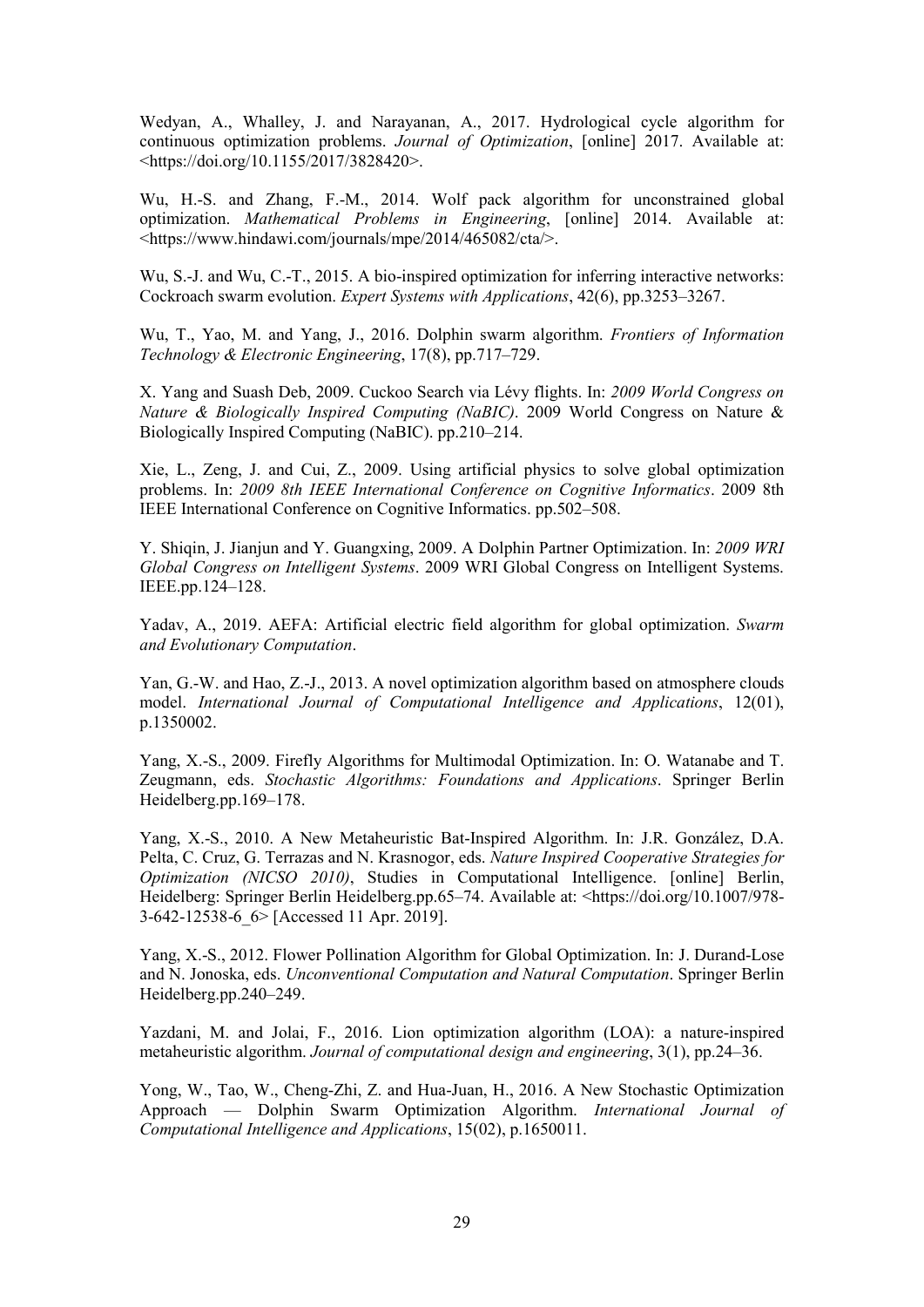Wedyan, A., Whalley, J. and Narayanan, A., 2017. Hydrological cycle algorithm for continuous optimization problems. *Journal of Optimization*, [online] 2017. Available at: <https://doi.org/10.1155/2017/3828420>.

Wu, H.-S. and Zhang, F.-M., 2014. Wolf pack algorithm for unconstrained global optimization. *Mathematical Problems in Engineering*, [online] 2014. Available at: <https://www.hindawi.com/journals/mpe/2014/465082/cta/>.

Wu, S.-J. and Wu, C.-T., 2015. A bio-inspired optimization for inferring interactive networks: Cockroach swarm evolution. *Expert Systems with Applications*, 42(6), pp.3253–3267.

Wu, T., Yao, M. and Yang, J., 2016. Dolphin swarm algorithm. *Frontiers of Information Technology & Electronic Engineering*, 17(8), pp.717–729.

X. Yang and Suash Deb, 2009. Cuckoo Search via Lévy flights. In: *2009 World Congress on Nature & Biologically Inspired Computing (NaBIC)*. 2009 World Congress on Nature & Biologically Inspired Computing (NaBIC). pp.210–214.

Xie, L., Zeng, J. and Cui, Z., 2009. Using artificial physics to solve global optimization problems. In: *2009 8th IEEE International Conference on Cognitive Informatics*. 2009 8th IEEE International Conference on Cognitive Informatics. pp.502–508.

Y. Shiqin, J. Jianjun and Y. Guangxing, 2009. A Dolphin Partner Optimization. In: *2009 WRI Global Congress on Intelligent Systems*. 2009 WRI Global Congress on Intelligent Systems. IEEE.pp.124–128.

Yadav, A., 2019. AEFA: Artificial electric field algorithm for global optimization. *Swarm and Evolutionary Computation*.

Yan, G.-W. and Hao, Z.-J., 2013. A novel optimization algorithm based on atmosphere clouds model. *International Journal of Computational Intelligence and Applications*, 12(01), p.1350002.

Yang, X.-S., 2009. Firefly Algorithms for Multimodal Optimization. In: O. Watanabe and T. Zeugmann, eds. *Stochastic Algorithms: Foundations and Applications*. Springer Berlin Heidelberg.pp.169–178.

Yang, X.-S., 2010. A New Metaheuristic Bat-Inspired Algorithm. In: J.R. González, D.A. Pelta, C. Cruz, G. Terrazas and N. Krasnogor, eds. *Nature Inspired Cooperative Strategies for Optimization (NICSO 2010)*, Studies in Computational Intelligence. [online] Berlin, Heidelberg: Springer Berlin Heidelberg.pp.65–74. Available at: <https://doi.org/10.1007/978-3-642-12538-6_6> [Accessed 11 Apr. 2019].

Yang, X.-S., 2012. Flower Pollination Algorithm for Global Optimization. In: J. Durand-Lose and N. Jonoska, eds. *Unconventional Computation and Natural Computation*. Springer Berlin Heidelberg.pp.240–249.

Yazdani, M. and Jolai, F., 2016. Lion optimization algorithm (LOA): a nature-inspired metaheuristic algorithm. *Journal of computational design and engineering*, 3(1), pp.24–36.

Yong, W., Tao, W., Cheng-Zhi, Z. and Hua-Juan, H., 2016. A New Stochastic Optimization Approach — Dolphin Swarm Optimization Algorithm. *International Journal of Computational Intelligence and Applications*, 15(02), p.1650011.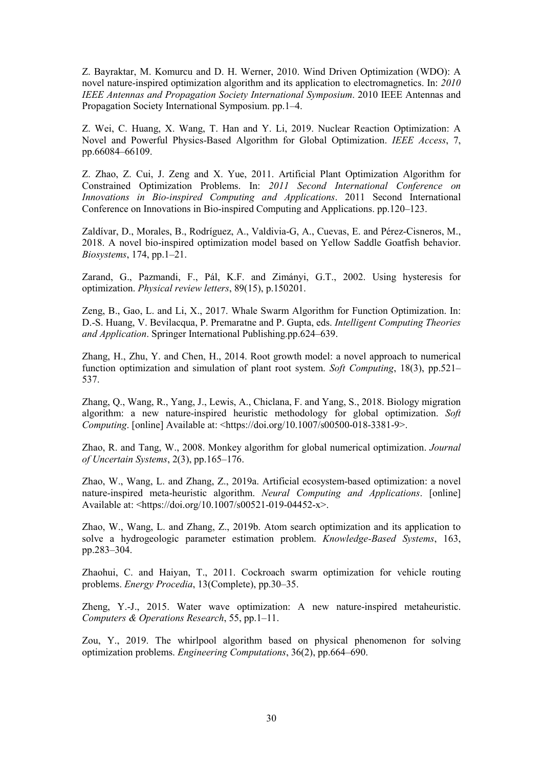Z. Bayraktar, M. Komurcu and D. H. Werner, 2010. Wind Driven Optimization (WDO): A novel nature-inspired optimization algorithm and its application to electromagnetics. In: *2010 IEEE Antennas and Propagation Society International Symposium*. 2010 IEEE Antennas and Propagation Society International Symposium. pp.1–4.

Z. Wei, C. Huang, X. Wang, T. Han and Y. Li, 2019. Nuclear Reaction Optimization: A Novel and Powerful Physics-Based Algorithm for Global Optimization. *IEEE Access*, 7, pp.66084–66109.

Z. Zhao, Z. Cui, J. Zeng and X. Yue, 2011. Artificial Plant Optimization Algorithm for Constrained Optimization Problems. In: *2011 Second International Conference on Innovations in Bio-inspired Computing and Applications*. 2011 Second International Conference on Innovations in Bio-inspired Computing and Applications. pp.120–123.

Zaldívar, D., Morales, B., Rodríguez, A., Valdivia-G, A., Cuevas, E. and Pérez-Cisneros, M., 2018. A novel bio-inspired optimization model based on Yellow Saddle Goatfish behavior. *Biosystems*, 174, pp.1–21.

Zarand, G., Pazmandi, F., Pál, K.F. and Zimányi, G.T., 2002. Using hysteresis for optimization. *Physical review letters*, 89(15), p.150201.

Zeng, B., Gao, L. and Li, X., 2017. Whale Swarm Algorithm for Function Optimization. In: D.-S. Huang, V. Bevilacqua, P. Premaratne and P. Gupta, eds. *Intelligent Computing Theories and Application*. Springer International Publishing.pp.624–639.

Zhang, H., Zhu, Y. and Chen, H., 2014. Root growth model: a novel approach to numerical function optimization and simulation of plant root system. *Soft Computing*, 18(3), pp.521–537.

Zhang, Q., Wang, R., Yang, J., Lewis, A., Chiclana, F. and Yang, S., 2018. Biology migration algorithm: a new nature-inspired heuristic methodology for global optimization. *Soft Computing*. [online] Available at: <https://doi.org/10.1007/s00500-018-3381-9>.

Zhao, R. and Tang, W., 2008. Monkey algorithm for global numerical optimization. *Journal of Uncertain Systems*, 2(3), pp.165–176.

Zhao, W., Wang, L. and Zhang, Z., 2019a. Artificial ecosystem-based optimization: a novel nature-inspired meta-heuristic algorithm. *Neural Computing and Applications*. [online] Available at: <https://doi.org/10.1007/s00521-019-04452-x>.

Zhao, W., Wang, L. and Zhang, Z., 2019b. Atom search optimization and its application to solve a hydrogeologic parameter estimation problem. *Knowledge-Based Systems*, 163, pp.283–304.

Zhaohui, C. and Haiyan, T., 2011. Cockroach swarm optimization for vehicle routing problems. *Energy Procedia*, 13(Complete), pp.30–35.

Zheng, Y.-J., 2015. Water wave optimization: A new nature-inspired metaheuristic. *Computers & Operations Research*, 55, pp.1–11.

Zou, Y., 2019. The whirlpool algorithm based on physical phenomenon for solving optimization problems. *Engineering Computations*, 36(2), pp.664–690.